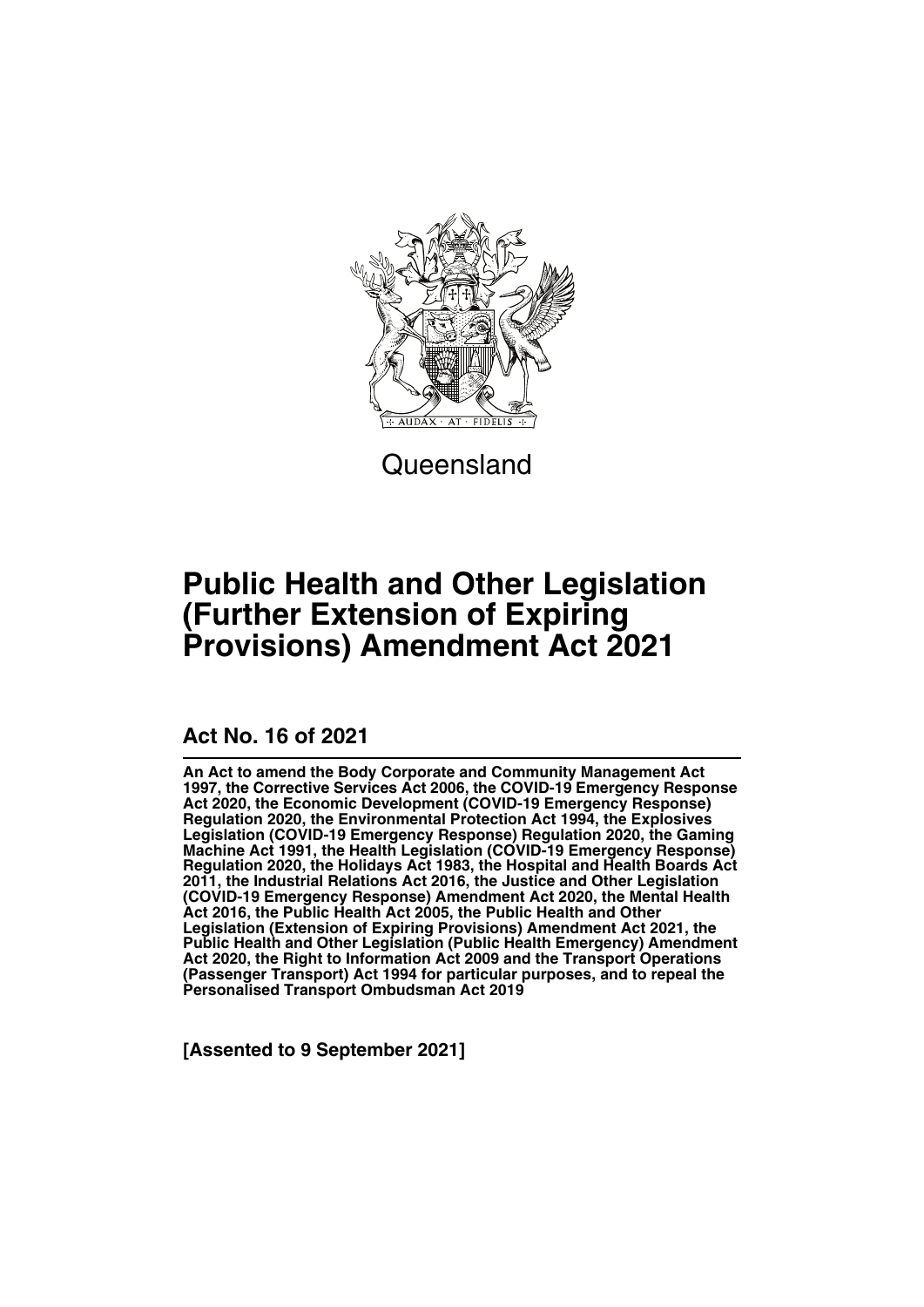Queensland

# Public Health and Other Legislation (Further Extension of Expiring Provisions) Amendment Act 2021

## Act No. 16 of 2021

**An Act to amend the Body Corporate and Community Management Act 1997, the Corrective Services Act 2006, the COVID-19 Emergency Response Act 2020, the Economic Development (COVID-19 Emergency Response) Regulation 2020, the Environmental Protection Act 1994, the Explosives Legislation (COVID-19 Emergency Response) Regulation 2020, the Gaming Machine Act 1991, the Health Legislation (COVID-19 Emergency Response) Regulation 2020, the Holidays Act 1983, the Hospital and Health Boards Act 2011, the Industrial Relations Act 2016, the Justice and Other Legislation (COVID-19 Emergency Response) Amendment Act 2020, the Mental Health Act 2016, the Public Health Act 2005, the Public Health and Other Legislation (Extension of Expiring Provisions) Amendment Act 2021, the Public Health and Other Legislation (Public Health Emergency) Amendment Act 2020, the Right to Information Act 2009 and the Transport Operations (Passenger Transport) Act 1994 for particular purposes, and to repeal the Personalised Transport Ombudsman Act 2019**

**[Assented to 9 September 2021]**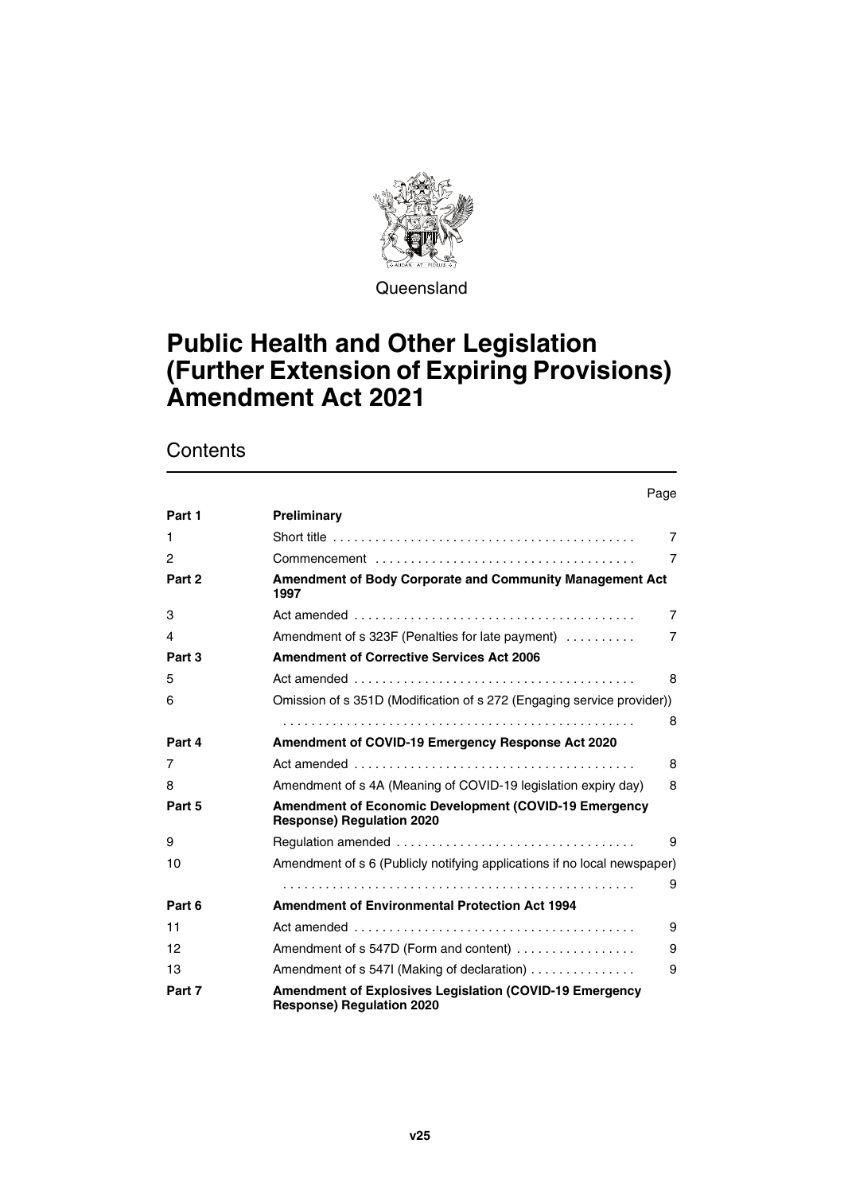Queensland

# Public Health and Other Legislation (Further Extension of Expiring Provisions) Amendment Act 2021

## Contents

| | | Page |
|---|---|---|
| **Part 1** | **Preliminary** | |
| 1 | Short title | 7 |
| 2 | Commencement | 7 |
| **Part 2** | **Amendment of Body Corporate and Community Management Act 1997** | |
| 3 | Act amended | 7 |
| 4 | Amendment of s 323F (Penalties for late payment) | 7 |
| **Part 3** | **Amendment of Corrective Services Act 2006** | |
| 5 | Act amended | 8 |
| 6 | Omission of s 351D (Modification of s 272 (Engaging service provider)) | 8 |
| **Part 4** | **Amendment of COVID-19 Emergency Response Act 2020** | |
| 7 | Act amended | 8 |
| 8 | Amendment of s 4A (Meaning of COVID-19 legislation expiry day) | 8 |
| **Part 5** | **Amendment of Economic Development (COVID-19 Emergency Response) Regulation 2020** | |
| 9 | Regulation amended | 9 |
| 10 | Amendment of s 6 (Publicly notifying applications if no local newspaper) | 9 |
| **Part 6** | **Amendment of Environmental Protection Act 1994** | |
| 11 | Act amended | 9 |
| 12 | Amendment of s 547D (Form and content) | 9 |
| 13 | Amendment of s 547I (Making of declaration) | 9 |
| **Part 7** | **Amendment of Explosives Legislation (COVID-19 Emergency Response) Regulation 2020** | |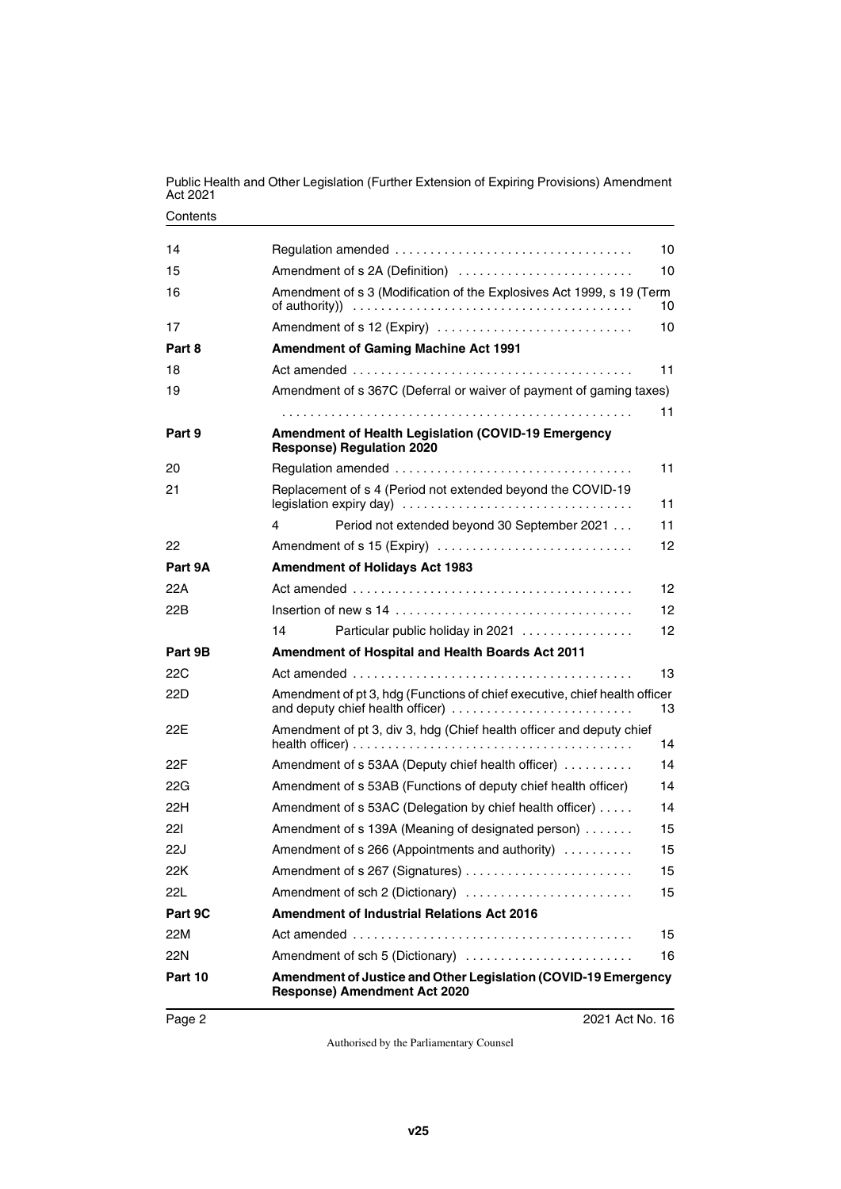| | | |
|---|---|---|
| 14 | Regulation amended | 10 |
| 15 | Amendment of s 2A (Definition) | 10 |
| 16 | Amendment of s 3 (Modification of the Explosives Act 1999, s 19 (Term of authority)) | 10 |
| 17 | Amendment of s 12 (Expiry) | 10 |
| **Part 8** | **Amendment of Gaming Machine Act 1991** | |
| 18 | Act amended | 11 |
| 19 | Amendment of s 367C (Deferral or waiver of payment of gaming taxes) | 11 |
| **Part 9** | **Amendment of Health Legislation (COVID-19 Emergency Response) Regulation 2020** | |
| 20 | Regulation amended | 11 |
| 21 | Replacement of s 4 (Period not extended beyond the COVID-19 legislation expiry day) | 11 |
| | 4 Period not extended beyond 30 September 2021 | 11 |
| 22 | Amendment of s 15 (Expiry) | 12 |
| **Part 9A** | **Amendment of Holidays Act 1983** | |
| 22A | Act amended | 12 |
| 22B | Insertion of new s 14 | 12 |
| | 14 Particular public holiday in 2021 | 12 |
| **Part 9B** | **Amendment of Hospital and Health Boards Act 2011** | |
| 22C | Act amended | 13 |
| 22D | Amendment of pt 3, hdg (Functions of chief executive, chief health officer and deputy chief health officer) | 13 |
| 22E | Amendment of pt 3, div 3, hdg (Chief health officer and deputy chief health officer) | 14 |
| 22F | Amendment of s 53AA (Deputy chief health officer) | 14 |
| 22G | Amendment of s 53AB (Functions of deputy chief health officer) | 14 |
| 22H | Amendment of s 53AC (Delegation by chief health officer) | 14 |
| 22I | Amendment of s 139A (Meaning of designated person) | 15 |
| 22J | Amendment of s 266 (Appointments and authority) | 15 |
| 22K | Amendment of s 267 (Signatures) | 15 |
| 22L | Amendment of sch 2 (Dictionary) | 15 |
| **Part 9C** | **Amendment of Industrial Relations Act 2016** | |
| 22M | Act amended | 15 |
| 22N | Amendment of sch 5 (Dictionary) | 16 |
| **Part 10** | **Amendment of Justice and Other Legislation (COVID-19 Emergency Response) Amendment Act 2020** | |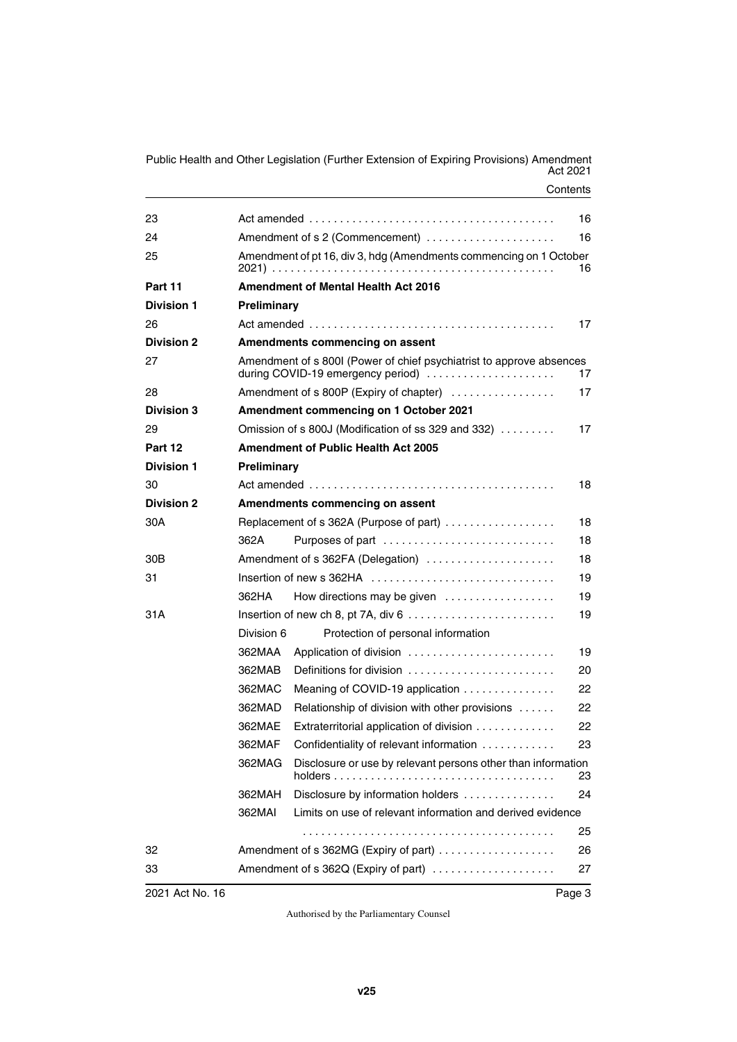| | | |
|---|---|---|
| 23 | Act amended | 16 |
| 24 | Amendment of s 2 (Commencement) | 16 |
| 25 | Amendment of pt 16, div 3, hdg (Amendments commencing on 1 October 2021) | 16 |
| **Part 11** | **Amendment of Mental Health Act 2016** | |
| **Division 1** | **Preliminary** | |
| 26 | Act amended | 17 |
| **Division 2** | **Amendments commencing on assent** | |
| 27 | Amendment of s 800I (Power of chief psychiatrist to approve absences during COVID-19 emergency period) | 17 |
| 28 | Amendment of s 800P (Expiry of chapter) | 17 |
| **Division 3** | **Amendment commencing on 1 October 2021** | |
| 29 | Omission of s 800J (Modification of ss 329 and 332) | 17 |
| **Part 12** | **Amendment of Public Health Act 2005** | |
| **Division 1** | **Preliminary** | |
| 30 | Act amended | 18 |
| **Division 2** | **Amendments commencing on assent** | |
| 30A | Replacement of s 362A (Purpose of part) | 18 |
| | 362A Purposes of part | 18 |
| 30B | Amendment of s 362FA (Delegation) | 18 |
| 31 | Insertion of new s 362HA | 19 |
| | 362HA How directions may be given | 19 |
| 31A | Insertion of new ch 8, pt 7A, div 6 | 19 |
| | Division 6 Protection of personal information | |
| | 362MAA Application of division | 19 |
| | 362MAB Definitions for division | 20 |
| | 362MAC Meaning of COVID-19 application | 22 |
| | 362MAD Relationship of division with other provisions | 22 |
| | 362MAE Extraterritorial application of division | 22 |
| | 362MAF Confidentiality of relevant information | 23 |
| | 362MAG Disclosure or use by relevant persons other than information holders | 23 |
| | 362MAH Disclosure by information holders | 24 |
| | 362MAI Limits on use of relevant information and derived evidence | 25 |
| 32 | Amendment of s 362MG (Expiry of part) | 26 |
| 33 | Amendment of s 362Q (Expiry of part) | 27 |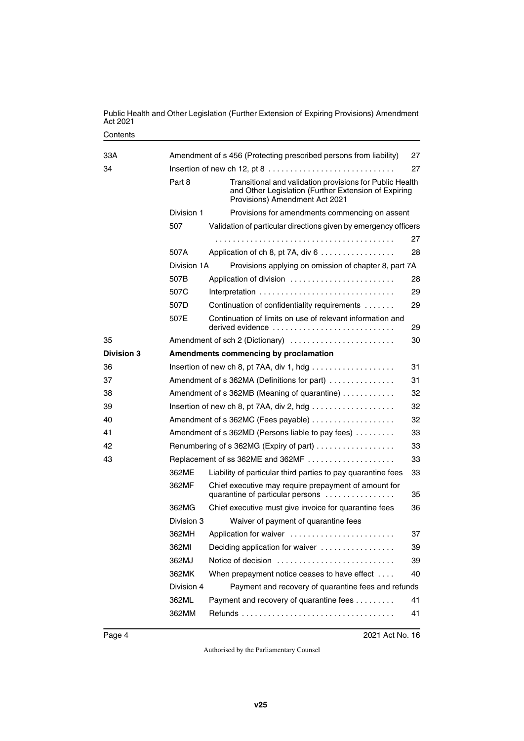| | | | |
|---|---|---|---|
| 33A | Amendment of s 456 (Protecting prescribed persons from liability) | | 27 |
| 34 | Insertion of new ch 12, pt 8 | | 27 |
| | Part 8 | Transitional and validation provisions for Public Health and Other Legislation (Further Extension of Expiring Provisions) Amendment Act 2021 | |
| | Division 1 | Provisions for amendments commencing on assent | |
| | 507 | Validation of particular directions given by emergency officers | 27 |
| | 507A | Application of ch 8, pt 7A, div 6 | 28 |
| | Division 1A | Provisions applying on omission of chapter 8, part 7A | |
| | 507B | Application of division | 28 |
| | 507C | Interpretation | 29 |
| | 507D | Continuation of confidentiality requirements | 29 |
| | 507E | Continuation of limits on use of relevant information and derived evidence | 29 |
| 35 | Amendment of sch 2 (Dictionary) | | 30 |
| **Division 3** | **Amendments commencing by proclamation** | | |
| 36 | Insertion of new ch 8, pt 7AA, div 1, hdg | | 31 |
| 37 | Amendment of s 362MA (Definitions for part) | | 31 |
| 38 | Amendment of s 362MB (Meaning of quarantine) | | 32 |
| 39 | Insertion of new ch 8, pt 7AA, div 2, hdg | | 32 |
| 40 | Amendment of s 362MC (Fees payable) | | 32 |
| 41 | Amendment of s 362MD (Persons liable to pay fees) | | 33 |
| 42 | Renumbering of s 362MG (Expiry of part) | | 33 |
| 43 | Replacement of ss 362ME and 362MF | | 33 |
| | 362ME | Liability of particular third parties to pay quarantine fees | 33 |
| | 362MF | Chief executive may require prepayment of amount for quarantine of particular persons | 35 |
| | 362MG | Chief executive must give invoice for quarantine fees | 36 |
| | Division 3 | Waiver of payment of quarantine fees | |
| | 362MH | Application for waiver | 37 |
| | 362MI | Deciding application for waiver | 39 |
| | 362MJ | Notice of decision | 39 |
| | 362MK | When prepayment notice ceases to have effect | 40 |
| | Division 4 | Payment and recovery of quarantine fees and refunds | |
| | 362ML | Payment and recovery of quarantine fees | 41 |
| | 362MM | Refunds | 41 |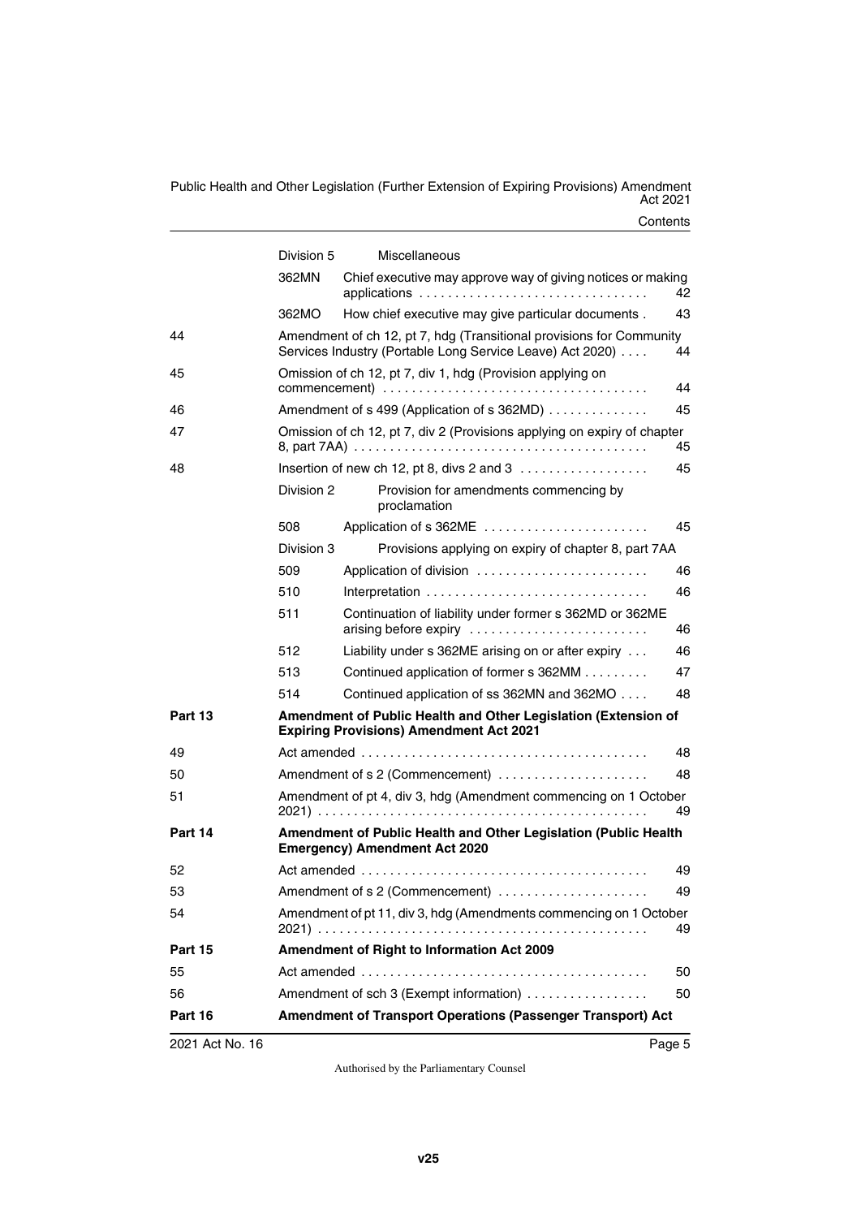| | | | |
|---|---|---|---|
| | Division 5 | Miscellaneous | |
| | 362MN | Chief executive may approve way of giving notices or making applications | 42 |
| | 362MO | How chief executive may give particular documents | 43 |
| 44 | | Amendment of ch 12, pt 7, hdg (Transitional provisions for Community Services Industry (Portable Long Service Leave) Act 2020) | 44 |
| 45 | | Omission of ch 12, pt 7, div 1, hdg (Provision applying on commencement) | 44 |
| 46 | | Amendment of s 499 (Application of s 362MD) | 45 |
| 47 | | Omission of ch 12, pt 7, div 2 (Provisions applying on expiry of chapter 8, part 7AA) | 45 |
| 48 | | Insertion of new ch 12, pt 8, divs 2 and 3 | 45 |
| | Division 2 | Provision for amendments commencing by proclamation | |
| | 508 | Application of s 362ME | 45 |
| | Division 3 | Provisions applying on expiry of chapter 8, part 7AA | |
| | 509 | Application of division | 46 |
| | 510 | Interpretation | 46 |
| | 511 | Continuation of liability under former s 362MD or 362ME arising before expiry | 46 |
| | 512 | Liability under s 362ME arising on or after expiry | 46 |
| | 513 | Continued application of former s 362MM | 47 |
| | 514 | Continued application of ss 362MN and 362MO | 48 |
| **Part 13** | | **Amendment of Public Health and Other Legislation (Extension of Expiring Provisions) Amendment Act 2021** | |
| 49 | | Act amended | 48 |
| 50 | | Amendment of s 2 (Commencement) | 48 |
| 51 | | Amendment of pt 4, div 3, hdg (Amendment commencing on 1 October 2021) | 49 |
| **Part 14** | | **Amendment of Public Health and Other Legislation (Public Health Emergency) Amendment Act 2020** | |
| 52 | | Act amended | 49 |
| 53 | | Amendment of s 2 (Commencement) | 49 |
| 54 | | Amendment of pt 11, div 3, hdg (Amendments commencing on 1 October 2021) | 49 |
| **Part 15** | | **Amendment of Right to Information Act 2009** | |
| 55 | | Act amended | 50 |
| 56 | | Amendment of sch 3 (Exempt information) | 50 |
| **Part 16** | | **Amendment of Transport Operations (Passenger Transport) Act** | |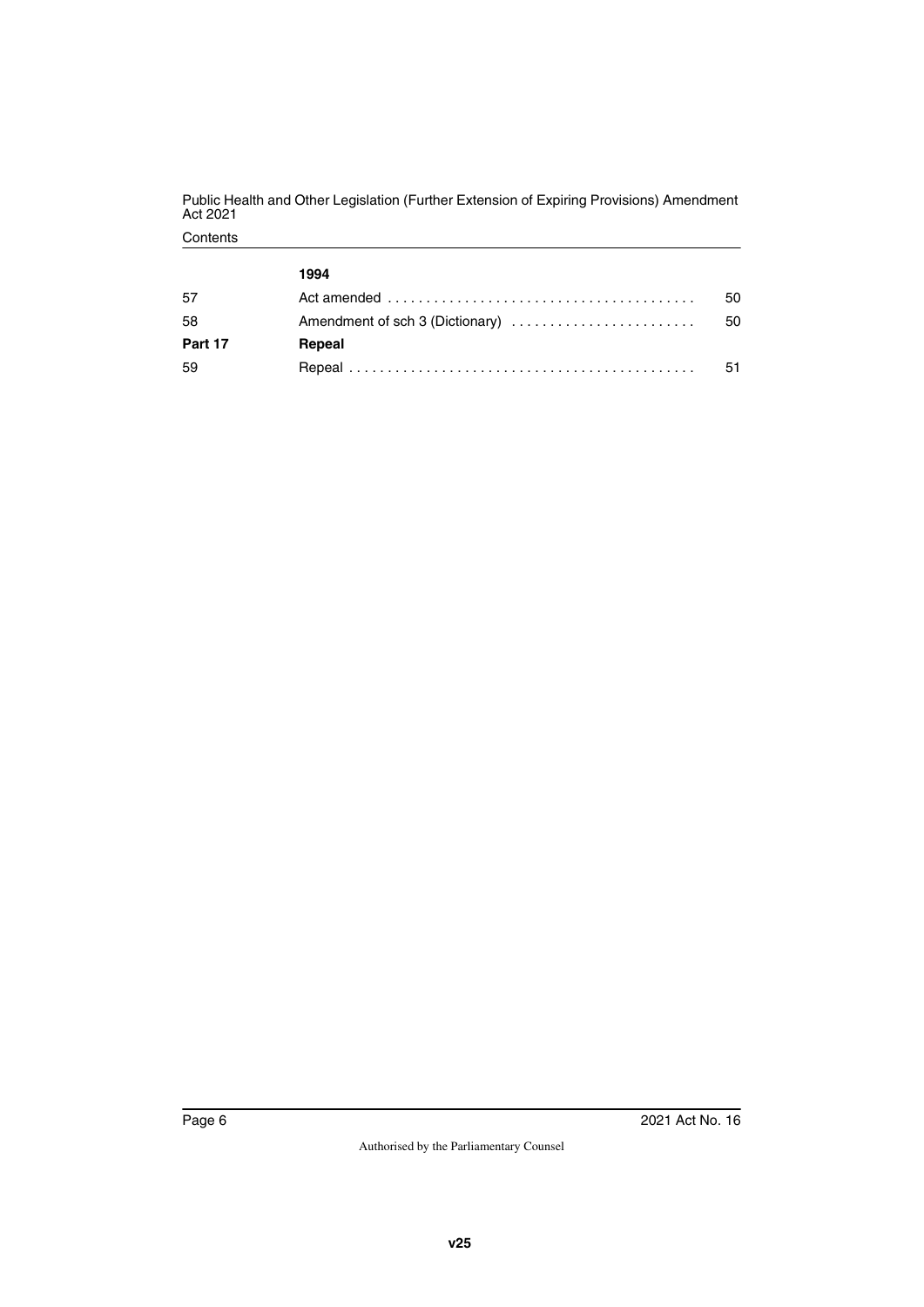| | 1994 | |
|---|---|---|
| 57 | Act amended | 50 |
| 58 | Amendment of sch 3 (Dictionary) | 50 |
| **Part 17** | **Repeal** | |
| 59 | Repeal | 51 |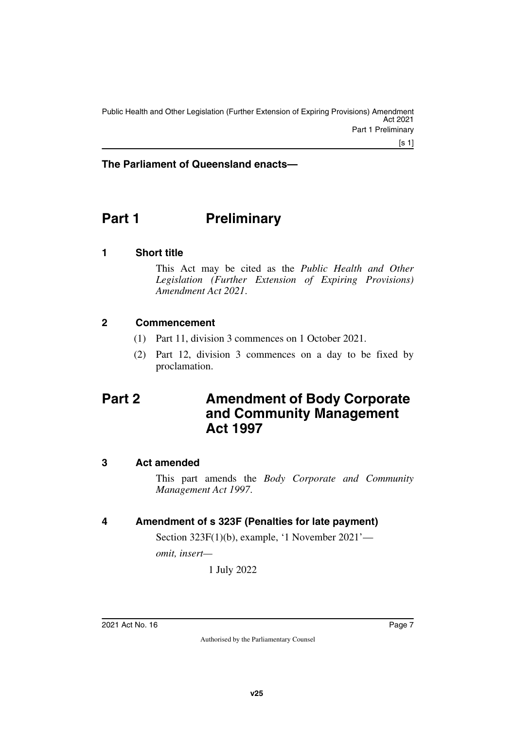**The Parliament of Queensland enacts—**

# Part 1 Preliminary

## 1 Short title

This Act may be cited as the *Public Health and Other Legislation (Further Extension of Expiring Provisions) Amendment Act 2021*.

## 2 Commencement

(1) Part 11, division 3 commences on 1 October 2021.

(2) Part 12, division 3 commences on a day to be fixed by proclamation.

# Part 2 Amendment of Body Corporate and Community Management Act 1997

## 3 Act amended

This part amends the *Body Corporate and Community Management Act 1997*.

## 4 Amendment of s 323F (Penalties for late payment)

Section 323F(1)(b), example, '1 November 2021'—

*omit, insert—*

1 July 2022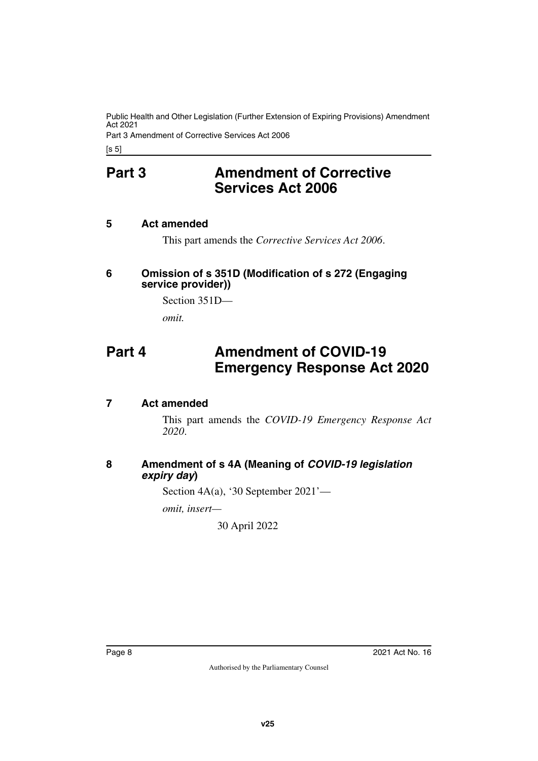# Part 3 Amendment of Corrective Services Act 2006

### 5 Act amended

This part amends the *Corrective Services Act 2006*.

### 6 Omission of s 351D (Modification of s 272 (Engaging service provider))

Section 351D—

*omit.*

# Part 4 Amendment of COVID-19 Emergency Response Act 2020

### 7 Act amended

This part amends the *COVID-19 Emergency Response Act 2020*.

### 8 Amendment of s 4A (Meaning of *COVID-19 legislation expiry day*)

Section 4A(a), '30 September 2021'—

*omit, insert—*

30 April 2022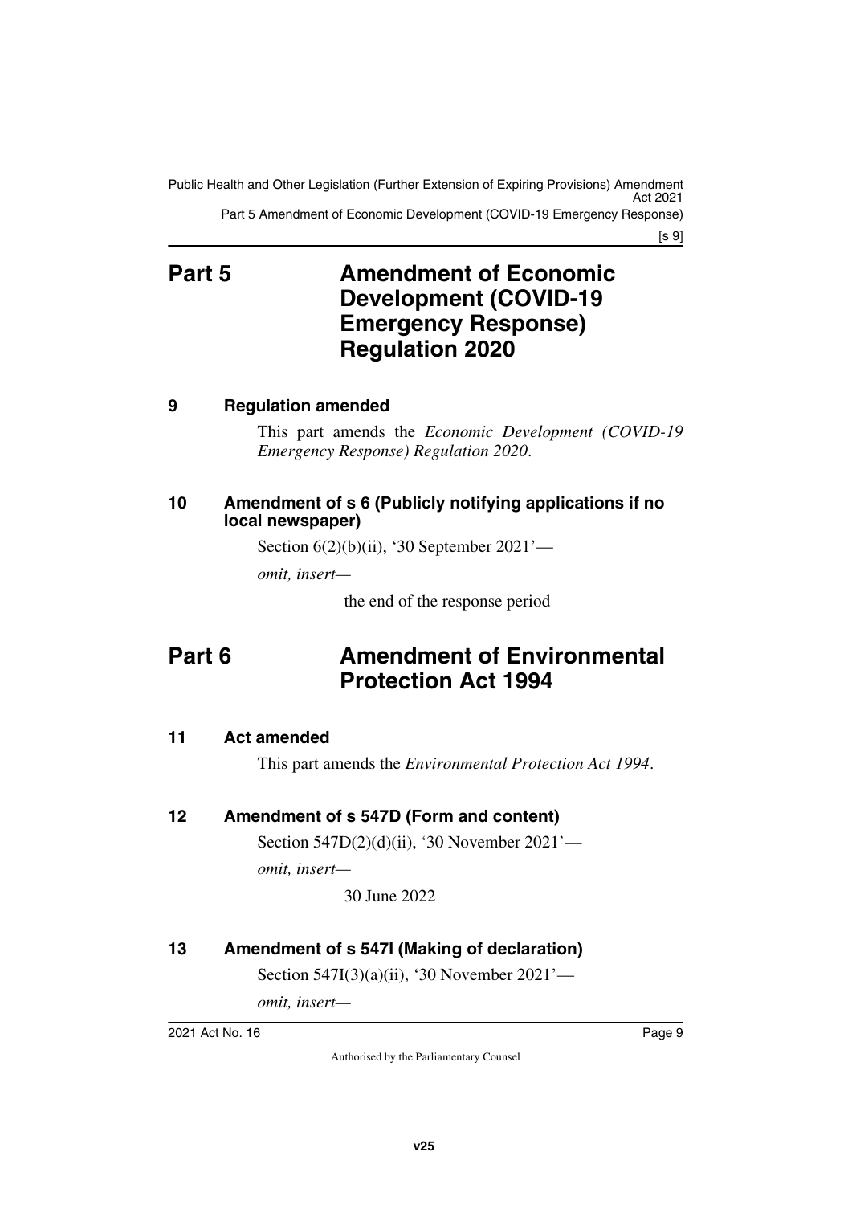# Part 5 Amendment of Economic Development (COVID-19 Emergency Response) Regulation 2020

### 9 Regulation amended

This part amends the *Economic Development (COVID-19 Emergency Response) Regulation 2020*.

### 10 Amendment of s 6 (Publicly notifying applications if no local newspaper)

Section 6(2)(b)(ii), '30 September 2021'—

*omit, insert—*

the end of the response period

# Part 6 Amendment of Environmental Protection Act 1994

### 11 Act amended

This part amends the *Environmental Protection Act 1994*.

### 12 Amendment of s 547D (Form and content)

Section 547D(2)(d)(ii), '30 November 2021'—

*omit, insert—*

30 June 2022

### 13 Amendment of s 547I (Making of declaration)

Section 547I(3)(a)(ii), '30 November 2021'—

*omit, insert—*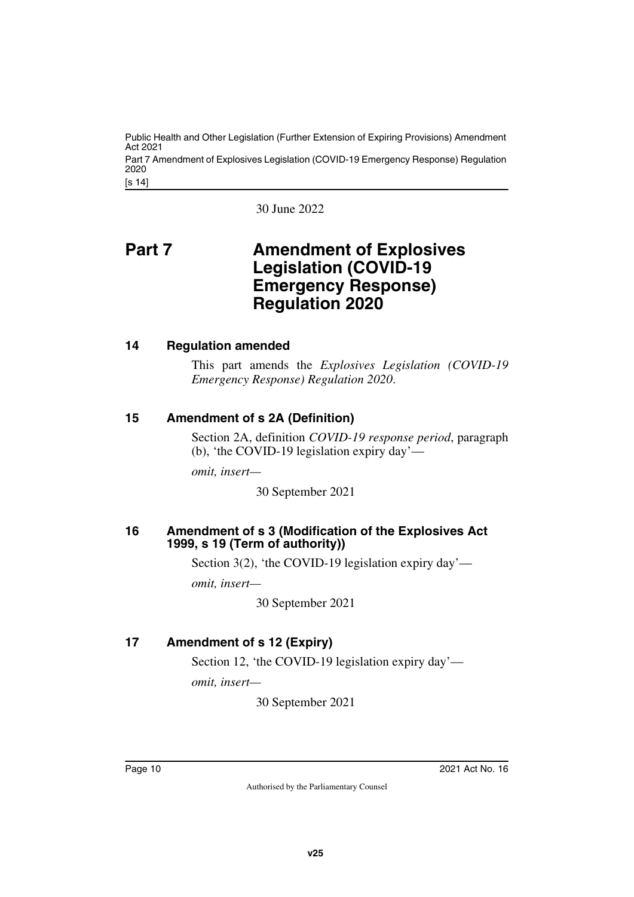30 June 2022

# Part 7 Amendment of Explosives Legislation (COVID-19 Emergency Response) Regulation 2020

## 14 Regulation amended

This part amends the *Explosives Legislation (COVID-19 Emergency Response) Regulation 2020*.

## 15 Amendment of s 2A (Definition)

Section 2A, definition *COVID-19 response period*, paragraph (b), 'the COVID-19 legislation expiry day'—

*omit, insert—*

30 September 2021

## 16 Amendment of s 3 (Modification of the Explosives Act 1999, s 19 (Term of authority))

Section 3(2), 'the COVID-19 legislation expiry day'—

*omit, insert—*

30 September 2021

## 17 Amendment of s 12 (Expiry)

Section 12, 'the COVID-19 legislation expiry day'—

*omit, insert—*

30 September 2021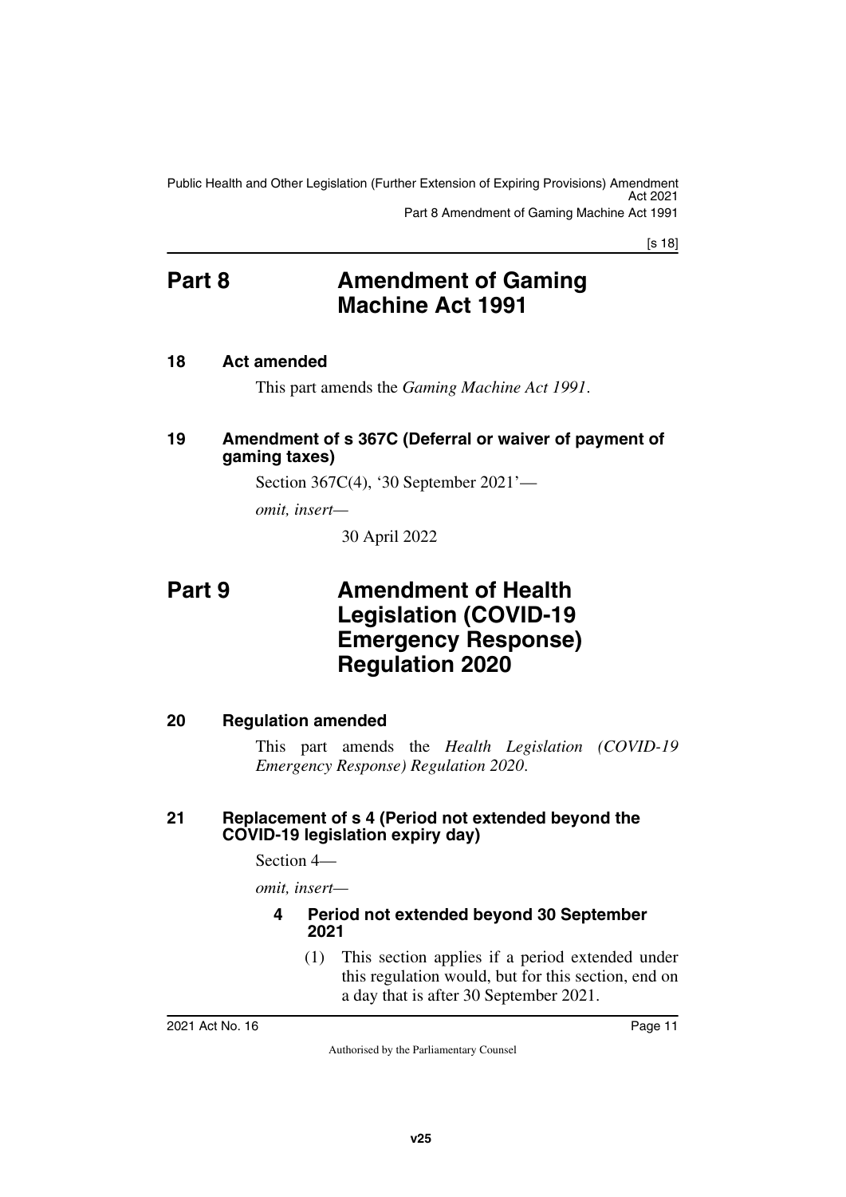# Part 8 Amendment of Gaming Machine Act 1991

### 18 Act amended

This part amends the *Gaming Machine Act 1991*.

### 19 Amendment of s 367C (Deferral or waiver of payment of gaming taxes)

Section 367C(4), '30 September 2021'—

*omit, insert—*

30 April 2022

# Part 9 Amendment of Health Legislation (COVID-19 Emergency Response) Regulation 2020

### 20 Regulation amended

This part amends the *Health Legislation (COVID-19 Emergency Response) Regulation 2020*.

### 21 Replacement of s 4 (Period not extended beyond the COVID-19 legislation expiry day)

Section 4—

*omit, insert—*

#### 4 Period not extended beyond 30 September 2021

(1) This section applies if a period extended under this regulation would, but for this section, end on a day that is after 30 September 2021.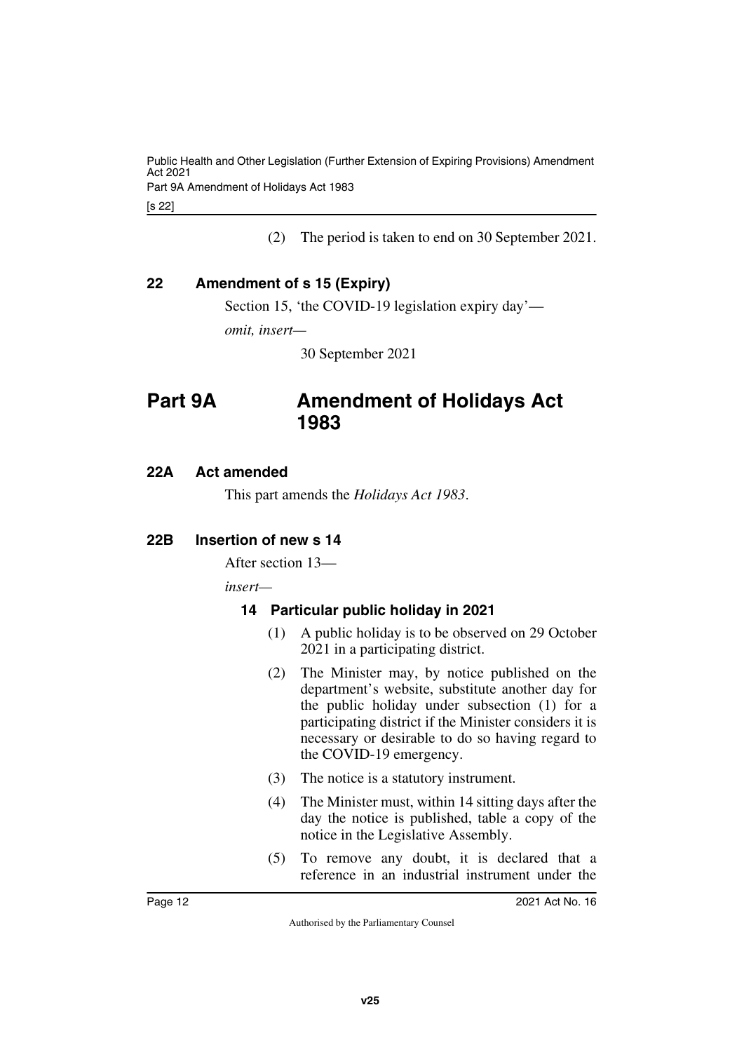(2) The period is taken to end on 30 September 2021.

### 22 Amendment of s 15 (Expiry)

Section 15, 'the COVID-19 legislation expiry day'—

*omit, insert—*

30 September 2021

## Part 9A Amendment of Holidays Act 1983

### 22A Act amended

This part amends the *Holidays Act 1983*.

### 22B Insertion of new s 14

After section 13—

*insert—*

#### 14 Particular public holiday in 2021

(1) A public holiday is to be observed on 29 October 2021 in a participating district.

(2) The Minister may, by notice published on the department's website, substitute another day for the public holiday under subsection (1) for a participating district if the Minister considers it is necessary or desirable to do so having regard to the COVID-19 emergency.

(3) The notice is a statutory instrument.

(4) The Minister must, within 14 sitting days after the day the notice is published, table a copy of the notice in the Legislative Assembly.

(5) To remove any doubt, it is declared that a reference in an industrial instrument under the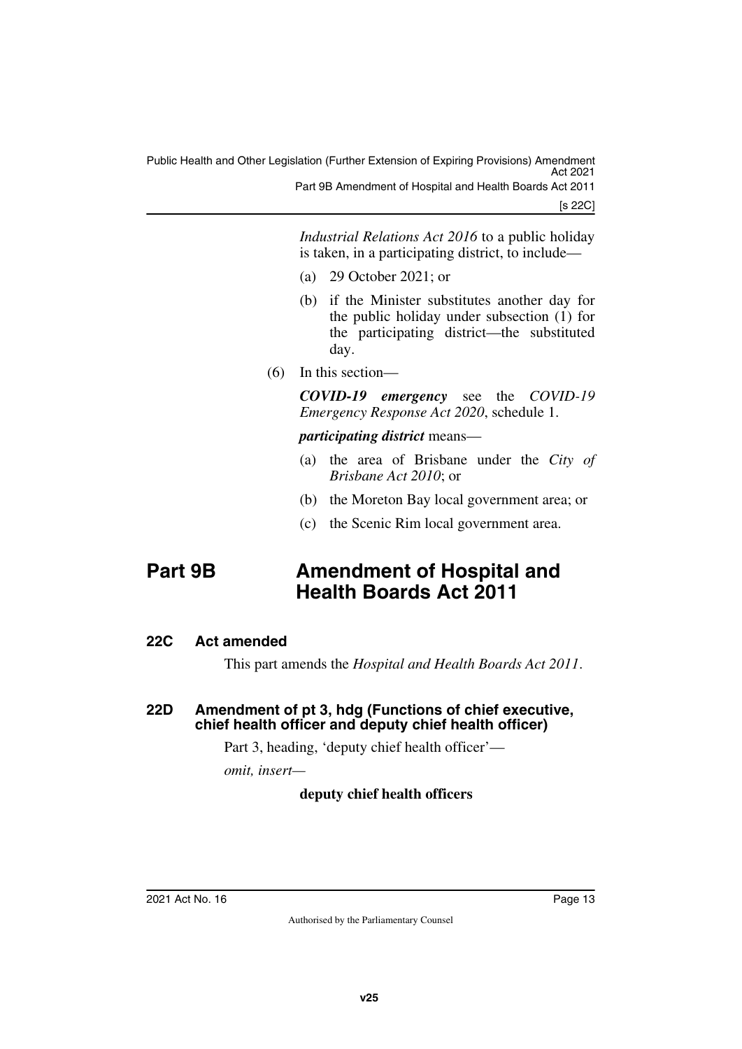*Industrial Relations Act 2016* to a public holiday is taken, in a participating district, to include—

(a) 29 October 2021; or

(b) if the Minister substitutes another day for the public holiday under subsection (1) for the participating district—the substituted day.

(6) In this section—

***COVID-19 emergency*** see the *COVID-19 Emergency Response Act 2020*, schedule 1.

***participating district*** means—

(a) the area of Brisbane under the *City of Brisbane Act 2010*; or

(b) the Moreton Bay local government area; or

(c) the Scenic Rim local government area.

# Part 9B Amendment of Hospital and Health Boards Act 2011

### 22C Act amended

This part amends the *Hospital and Health Boards Act 2011*.

### 22D Amendment of pt 3, hdg (Functions of chief executive, chief health officer and deputy chief health officer)

Part 3, heading, 'deputy chief health officer'—

*omit, insert—*

**deputy chief health officers**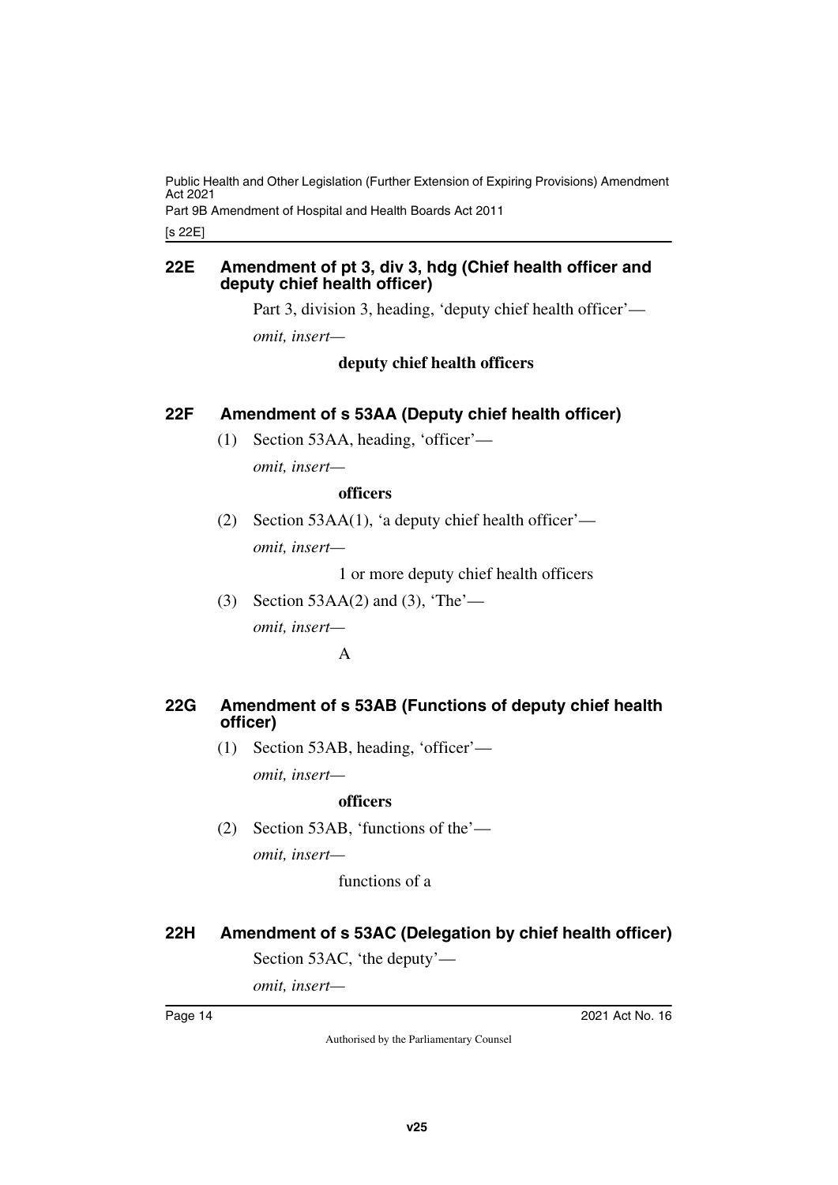### 22E Amendment of pt 3, div 3, hdg (Chief health officer and deputy chief health officer)

Part 3, division 3, heading, 'deputy chief health officer'—

*omit, insert—*

**deputy chief health officers**

### 22F Amendment of s 53AA (Deputy chief health officer)

(1) Section 53AA, heading, 'officer'—

*omit, insert—*

**officers**

(2) Section 53AA(1), 'a deputy chief health officer'—

*omit, insert—*

1 or more deputy chief health officers

(3) Section 53AA(2) and (3), 'The'—

*omit, insert—*

A

### 22G Amendment of s 53AB (Functions of deputy chief health officer)

(1) Section 53AB, heading, 'officer'—

*omit, insert—*

**officers**

(2) Section 53AB, 'functions of the'—

*omit, insert—*

functions of a

### 22H Amendment of s 53AC (Delegation by chief health officer)

Section 53AC, 'the deputy'—

*omit, insert—*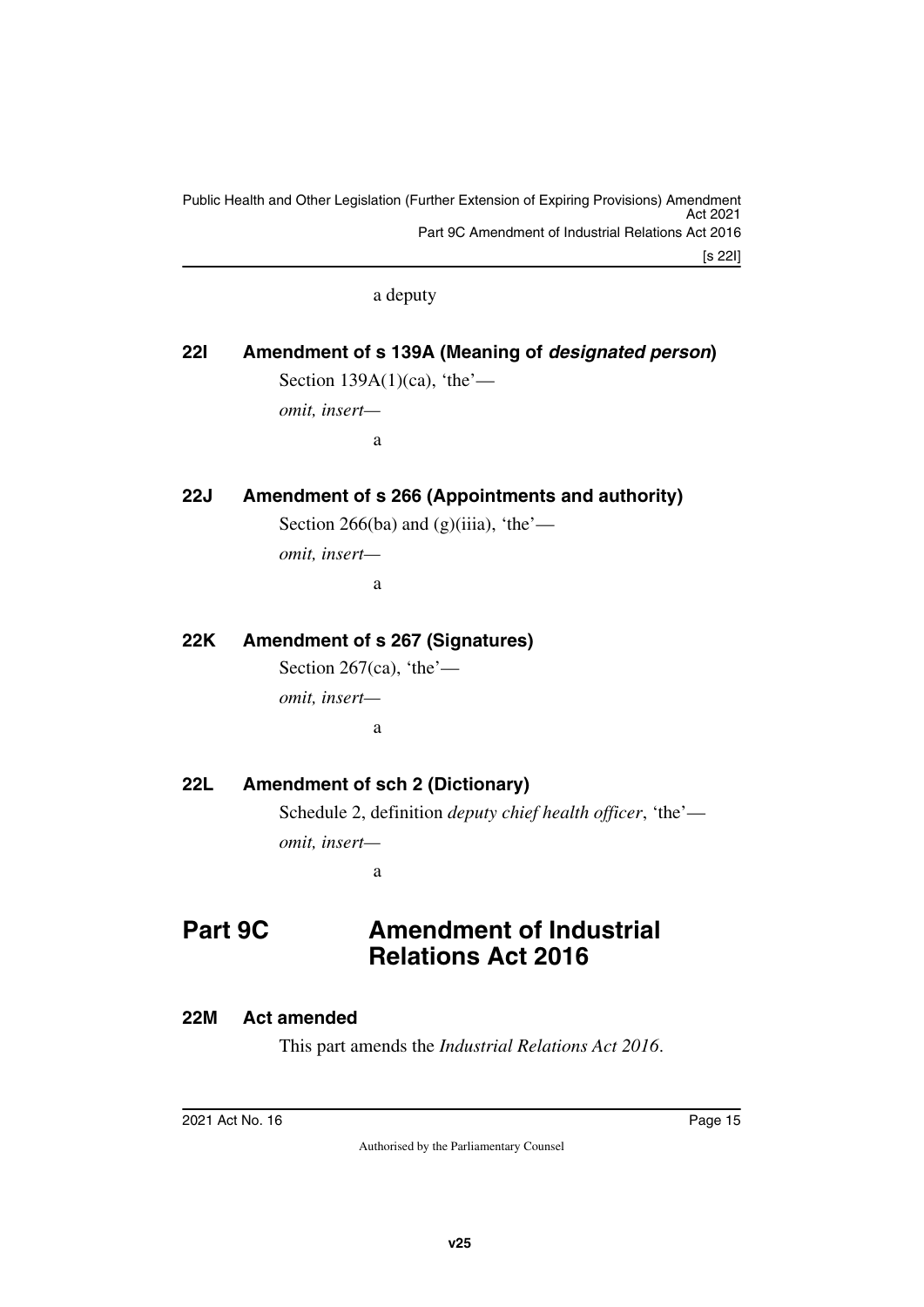a deputy

### 22I Amendment of s 139A (Meaning of ***designated person***)

Section 139A(1)(ca), 'the'—

*omit, insert—*

a

### 22J Amendment of s 266 (Appointments and authority)

Section 266(ba) and (g)(iiia), 'the'—

*omit, insert—*

a

### 22K Amendment of s 267 (Signatures)

Section 267(ca), 'the'—

*omit, insert—*

a

### 22L Amendment of sch 2 (Dictionary)

Schedule 2, definition *deputy chief health officer*, 'the'—

*omit, insert—*

a

## Part 9C Amendment of Industrial Relations Act 2016

### 22M Act amended

This part amends the *Industrial Relations Act 2016*.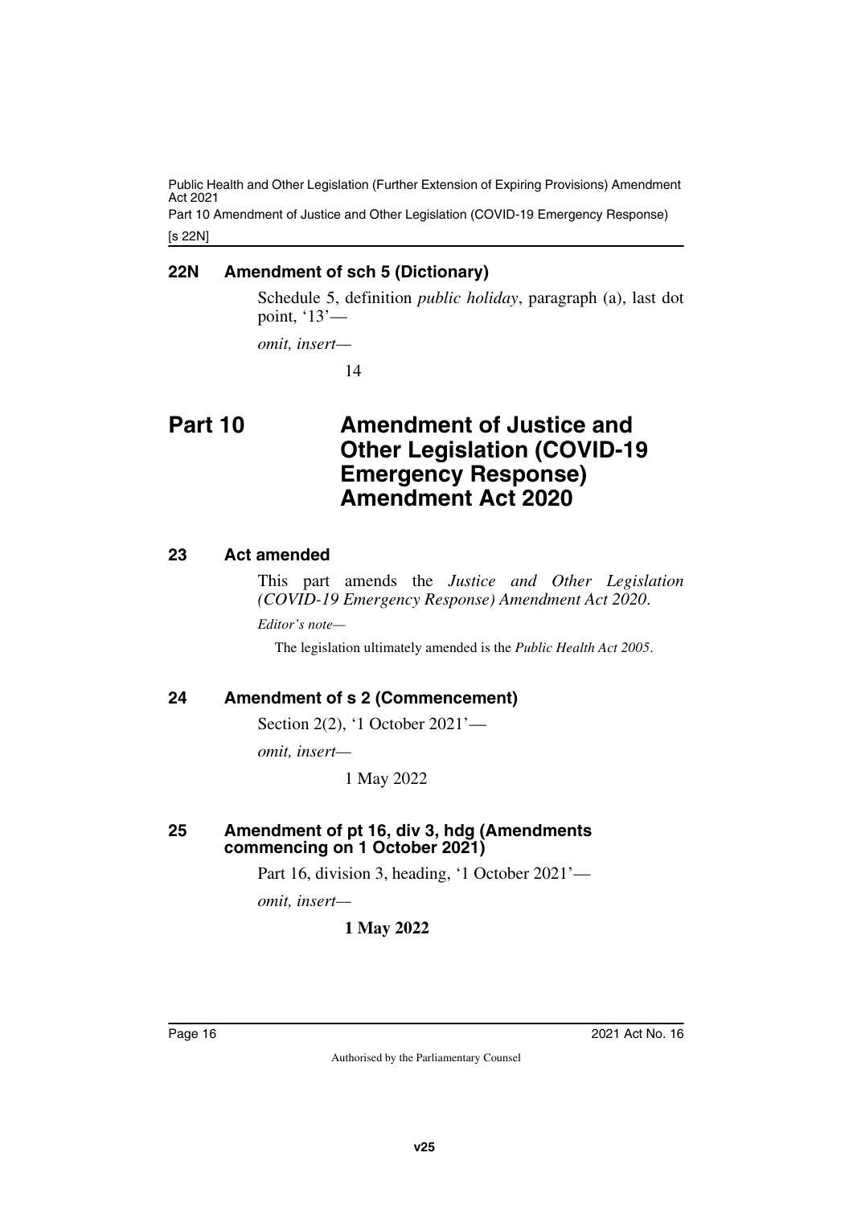### 22N Amendment of sch 5 (Dictionary)

Schedule 5, definition *public holiday*, paragraph (a), last dot point, '13'—

*omit, insert—*

14

# Part 10 Amendment of Justice and Other Legislation (COVID-19 Emergency Response) Amendment Act 2020

### 23 Act amended

This part amends the *Justice and Other Legislation (COVID-19 Emergency Response) Amendment Act 2020*.

*Editor's note—*

The legislation ultimately amended is the *Public Health Act 2005*.

### 24 Amendment of s 2 (Commencement)

Section 2(2), '1 October 2021'—

*omit, insert—*

1 May 2022

### 25 Amendment of pt 16, div 3, hdg (Amendments commencing on 1 October 2021)

Part 16, division 3, heading, '1 October 2021'—

*omit, insert—*

**1 May 2022**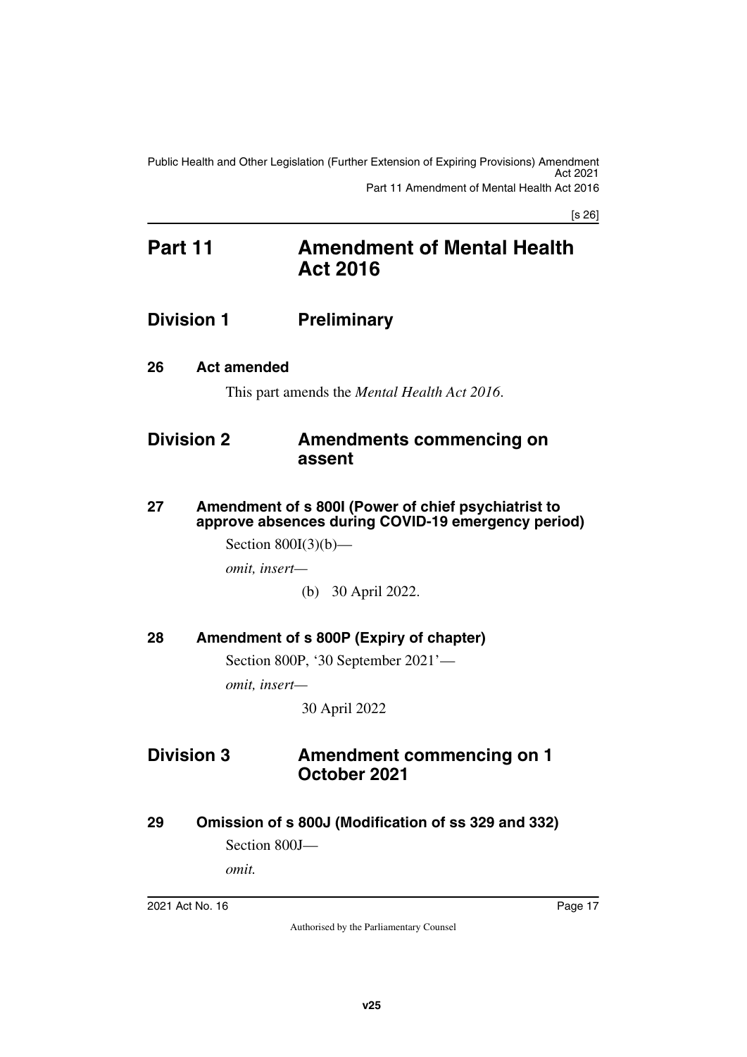# Part 11 Amendment of Mental Health Act 2016

## Division 1 Preliminary

### 26 Act amended

This part amends the *Mental Health Act 2016*.

## Division 2 Amendments commencing on assent

### 27 Amendment of s 800I (Power of chief psychiatrist to approve absences during COVID-19 emergency period)

Section 800I(3)(b)—

*omit, insert—*

(b) 30 April 2022.

### 28 Amendment of s 800P (Expiry of chapter)

Section 800P, '30 September 2021'—

*omit, insert—*

30 April 2022

## Division 3 Amendment commencing on 1 October 2021

### 29 Omission of s 800J (Modification of ss 329 and 332)

Section 800J—

*omit.*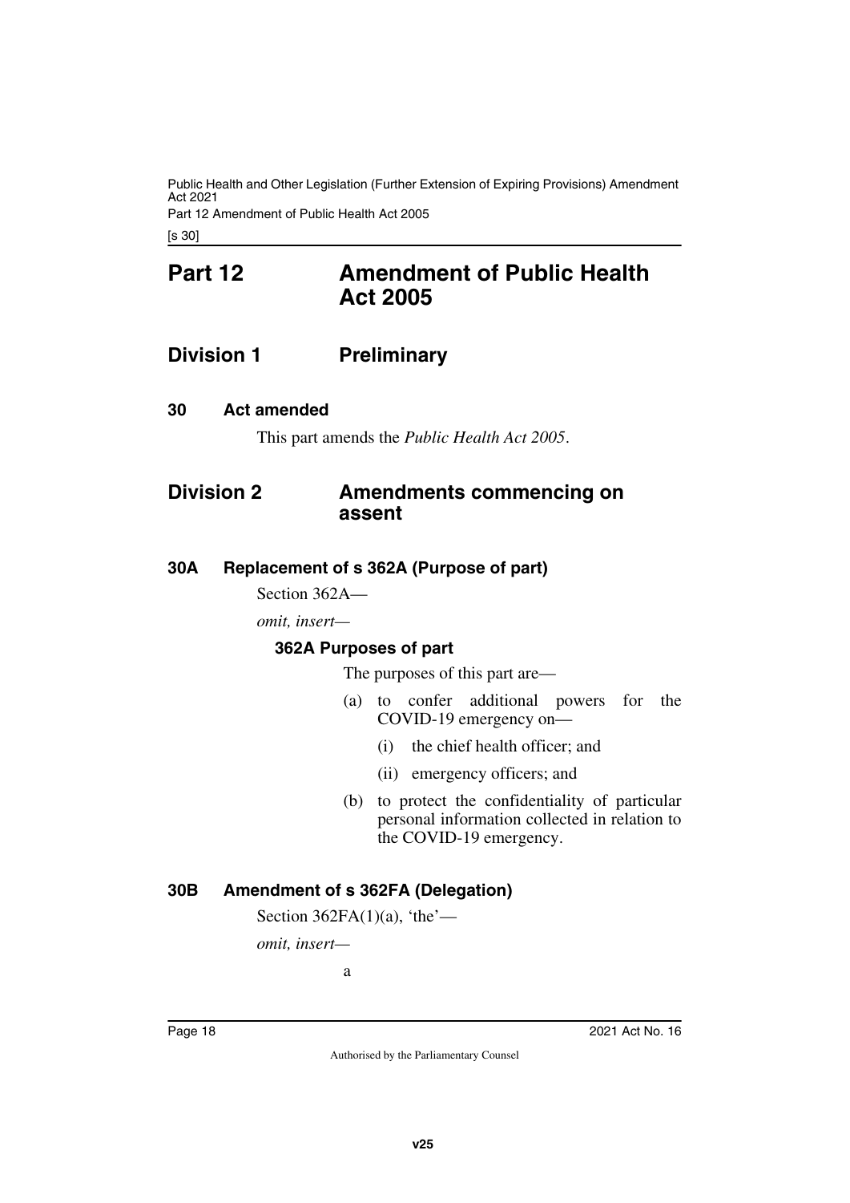# Part 12 Amendment of Public Health Act 2005

## Division 1 Preliminary

### 30 Act amended

This part amends the *Public Health Act 2005*.

## Division 2 Amendments commencing on assent

### 30A Replacement of s 362A (Purpose of part)

Section 362A—

*omit, insert—*

#### 362A Purposes of part

The purposes of this part are—

(a) to confer additional powers for the COVID-19 emergency on—

(i) the chief health officer; and

(ii) emergency officers; and

(b) to protect the confidentiality of particular personal information collected in relation to the COVID-19 emergency.

### 30B Amendment of s 362FA (Delegation)

Section 362FA(1)(a), 'the'—

*omit, insert—*

a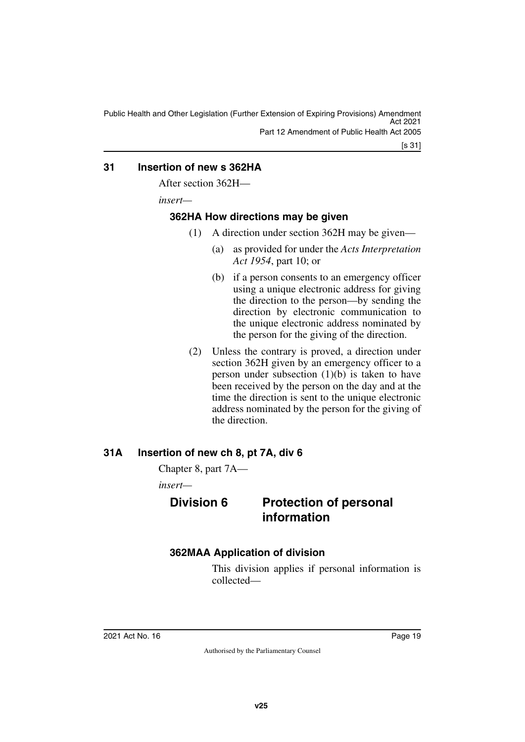## 31 Insertion of new s 362HA

After section 362H—

*insert*—

### 362HA How directions may be given

(1) A direction under section 362H may be given—

(a) as provided for under the *Acts Interpretation Act 1954*, part 10; or

(b) if a person consents to an emergency officer using a unique electronic address for giving the direction to the person—by sending the direction by electronic communication to the unique electronic address nominated by the person for the giving of the direction.

(2) Unless the contrary is proved, a direction under section 362H given by an emergency officer to a person under subsection (1)(b) is taken to have been received by the person on the day and at the time the direction is sent to the unique electronic address nominated by the person for the giving of the direction.

## 31A Insertion of new ch 8, pt 7A, div 6

Chapter 8, part 7A—

*insert*—

## Division 6 Protection of personal information

### 362MAA Application of division

This division applies if personal information is collected—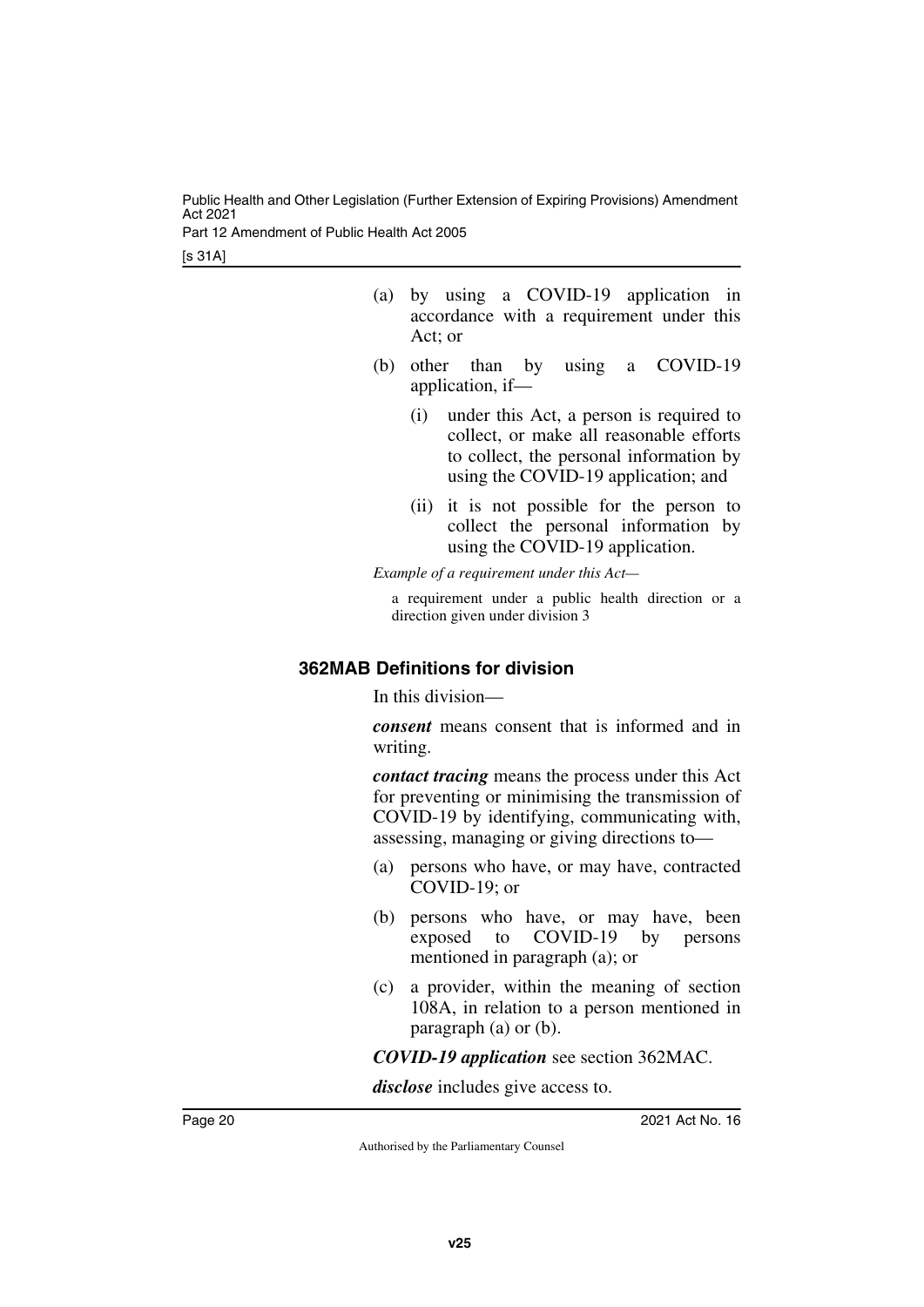(a) by using a COVID-19 application in accordance with a requirement under this Act; or

(b) other than by using a COVID-19 application, if—

   (i) under this Act, a person is required to collect, or make all reasonable efforts to collect, the personal information by using the COVID-19 application; and

   (ii) it is not possible for the person to collect the personal information by using the COVID-19 application.

*Example of a requirement under this Act—*

a requirement under a public health direction or a direction given under division 3

### 362MAB Definitions for division

In this division—

***consent*** means consent that is informed and in writing.

***contact tracing*** means the process under this Act for preventing or minimising the transmission of COVID-19 by identifying, communicating with, assessing, managing or giving directions to—

(a) persons who have, or may have, contracted COVID-19; or

(b) persons who have, or may have, been exposed to COVID-19 by persons mentioned in paragraph (a); or

(c) a provider, within the meaning of section 108A, in relation to a person mentioned in paragraph (a) or (b).

***COVID-19 application*** see section 362MAC.

***disclose*** includes give access to.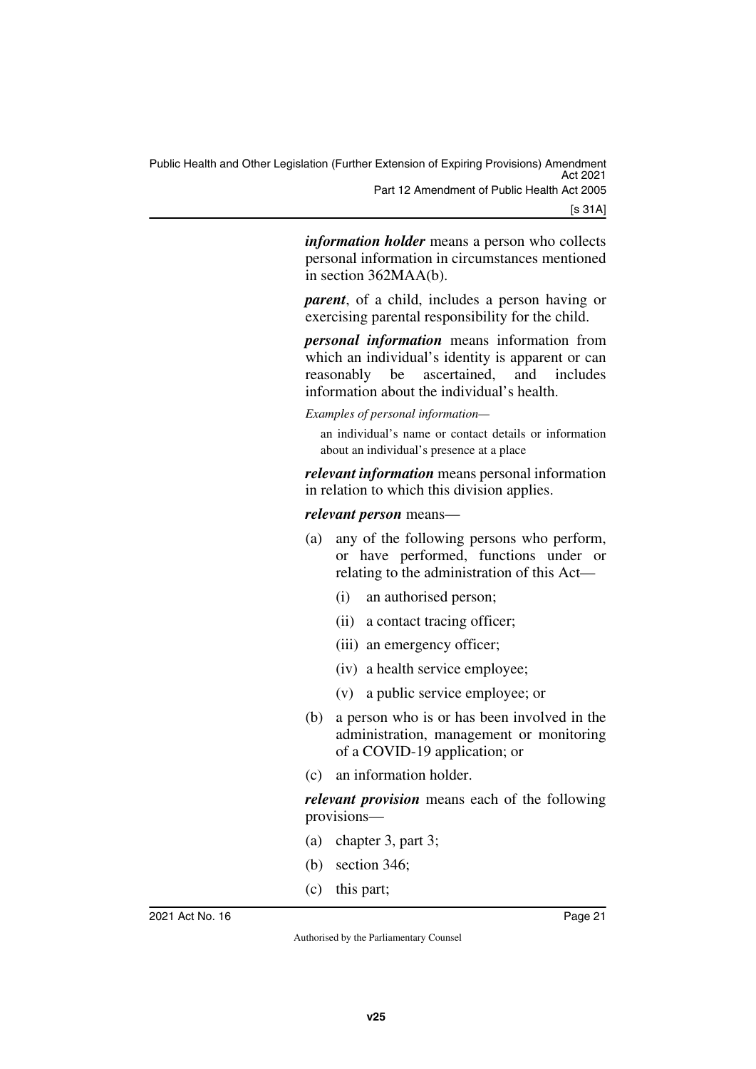***information holder*** means a person who collects personal information in circumstances mentioned in section 362MAA(b).

***parent***, of a child, includes a person having or exercising parental responsibility for the child.

***personal information*** means information from which an individual's identity is apparent or can reasonably be ascertained, and includes information about the individual's health.

*Examples of personal information—*

an individual's name or contact details or information about an individual's presence at a place

***relevant information*** means personal information in relation to which this division applies.

***relevant person*** means—

(a) any of the following persons who perform, or have performed, functions under or relating to the administration of this Act—

(i) an authorised person;

(ii) a contact tracing officer;

(iii) an emergency officer;

(iv) a health service employee;

(v) a public service employee; or

(b) a person who is or has been involved in the administration, management or monitoring of a COVID-19 application; or

(c) an information holder.

***relevant provision*** means each of the following provisions—

(a) chapter 3, part 3;

(b) section 346;

(c) this part;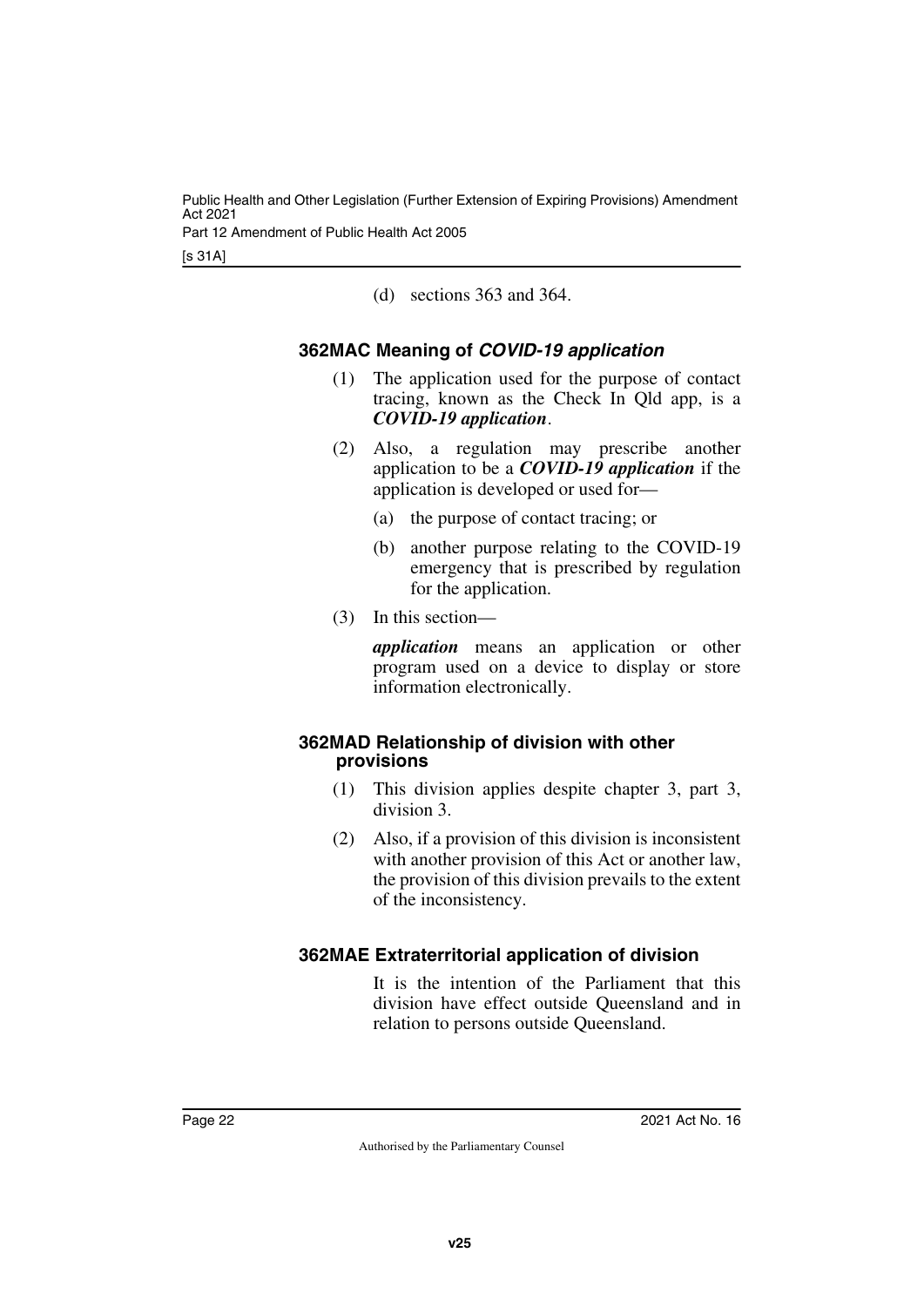(d) sections 363 and 364.

### 362MAC Meaning of *COVID-19 application*

(1) The application used for the purpose of contact tracing, known as the Check In Qld app, is a ***COVID-19 application***.

(2) Also, a regulation may prescribe another application to be a ***COVID-19 application*** if the application is developed or used for—

(a) the purpose of contact tracing; or

(b) another purpose relating to the COVID-19 emergency that is prescribed by regulation for the application.

(3) In this section—

***application*** means an application or other program used on a device to display or store information electronically.

### 362MAD Relationship of division with other provisions

(1) This division applies despite chapter 3, part 3, division 3.

(2) Also, if a provision of this division is inconsistent with another provision of this Act or another law, the provision of this division prevails to the extent of the inconsistency.

### 362MAE Extraterritorial application of division

It is the intention of the Parliament that this division have effect outside Queensland and in relation to persons outside Queensland.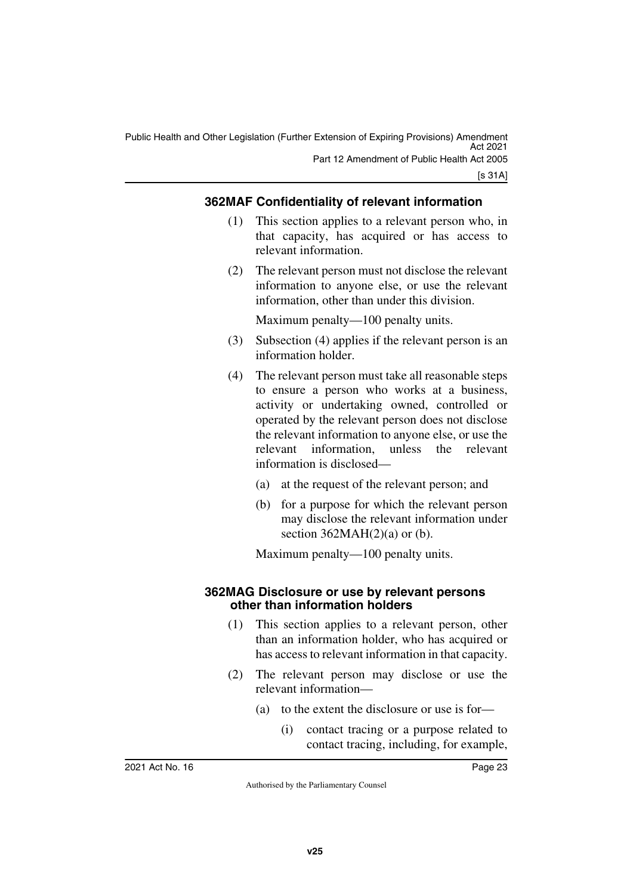### 362MAF Confidentiality of relevant information

(1) This section applies to a relevant person who, in that capacity, has acquired or has access to relevant information.

(2) The relevant person must not disclose the relevant information to anyone else, or use the relevant information, other than under this division.

Maximum penalty—100 penalty units.

(3) Subsection (4) applies if the relevant person is an information holder.

(4) The relevant person must take all reasonable steps to ensure a person who works at a business, activity or undertaking owned, controlled or operated by the relevant person does not disclose the relevant information to anyone else, or use the relevant information, unless the relevant information is disclosed—

(a) at the request of the relevant person; and

(b) for a purpose for which the relevant person may disclose the relevant information under section 362MAH(2)(a) or (b).

Maximum penalty—100 penalty units.

### 362MAG Disclosure or use by relevant persons other than information holders

(1) This section applies to a relevant person, other than an information holder, who has acquired or has access to relevant information in that capacity.

(2) The relevant person may disclose or use the relevant information—

(a) to the extent the disclosure or use is for—

(i) contact tracing or a purpose related to contact tracing, including, for example,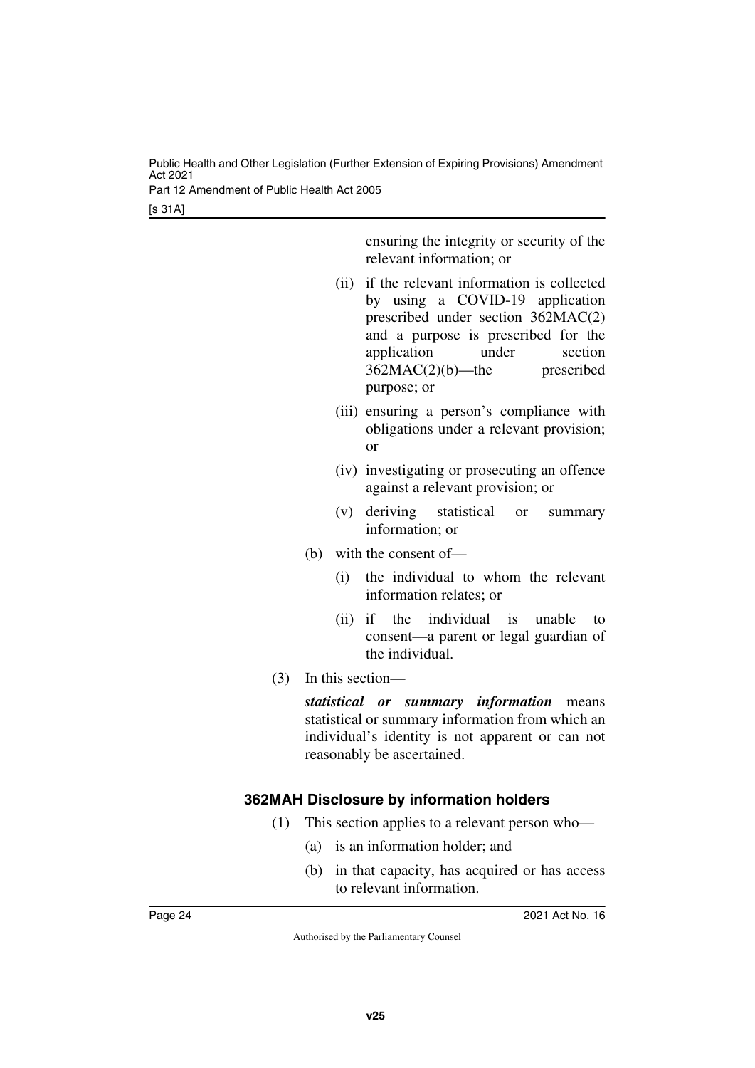ensuring the integrity or security of the relevant information; or

(ii) if the relevant information is collected by using a COVID-19 application prescribed under section 362MAC(2) and a purpose is prescribed for the application under section 362MAC(2)(b)—the prescribed purpose; or

(iii) ensuring a person's compliance with obligations under a relevant provision; or

(iv) investigating or prosecuting an offence against a relevant provision; or

(v) deriving statistical or summary information; or

(b) with the consent of—

(i) the individual to whom the relevant information relates; or

(ii) if the individual is unable to consent—a parent or legal guardian of the individual.

(3) In this section—

***statistical or summary information*** means statistical or summary information from which an individual's identity is not apparent or can not reasonably be ascertained.

### 362MAH Disclosure by information holders

(1) This section applies to a relevant person who—

(a) is an information holder; and

(b) in that capacity, has acquired or has access to relevant information.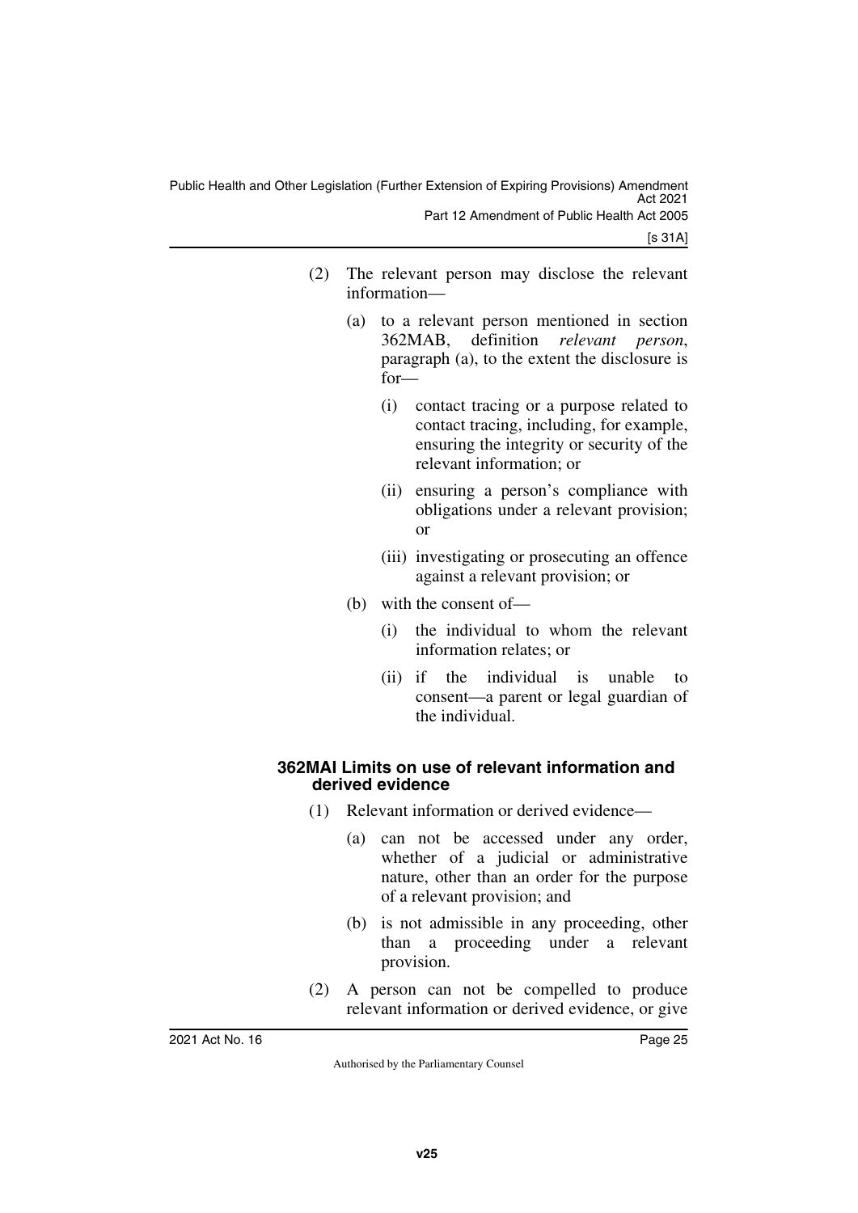(2) The relevant person may disclose the relevant information—

(a) to a relevant person mentioned in section 362MAB, definition *relevant person*, paragraph (a), to the extent the disclosure is for—

(i) contact tracing or a purpose related to contact tracing, including, for example, ensuring the integrity or security of the relevant information; or

(ii) ensuring a person's compliance with obligations under a relevant provision; or

(iii) investigating or prosecuting an offence against a relevant provision; or

(b) with the consent of—

(i) the individual to whom the relevant information relates; or

(ii) if the individual is unable to consent—a parent or legal guardian of the individual.

### 362MAI Limits on use of relevant information and derived evidence

(1) Relevant information or derived evidence—

(a) can not be accessed under any order, whether of a judicial or administrative nature, other than an order for the purpose of a relevant provision; and

(b) is not admissible in any proceeding, other than a proceeding under a relevant provision.

(2) A person can not be compelled to produce relevant information or derived evidence, or give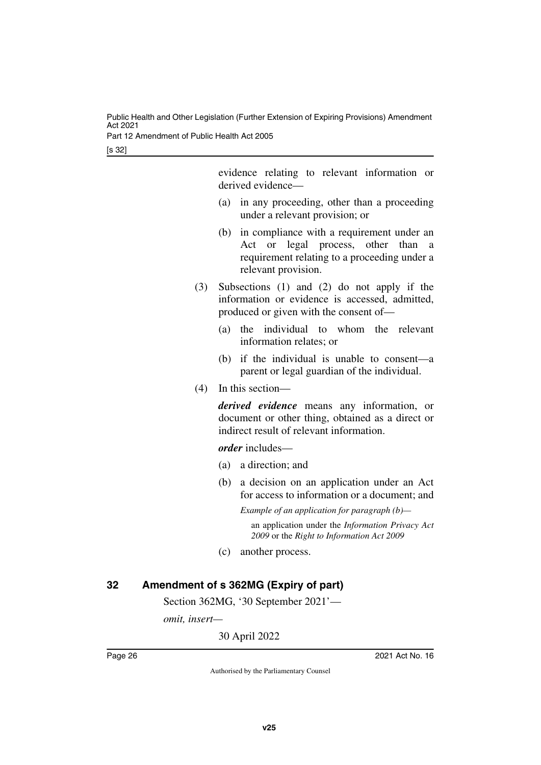evidence relating to relevant information or derived evidence—

(a) in any proceeding, other than a proceeding under a relevant provision; or

(b) in compliance with a requirement under an Act or legal process, other than a requirement relating to a proceeding under a relevant provision.

(3) Subsections (1) and (2) do not apply if the information or evidence is accessed, admitted, produced or given with the consent of—

(a) the individual to whom the relevant information relates; or

(b) if the individual is unable to consent—a parent or legal guardian of the individual.

(4) In this section—

***derived evidence*** means any information, or document or other thing, obtained as a direct or indirect result of relevant information.

***order*** includes—

(a) a direction; and

(b) a decision on an application under an Act for access to information or a document; and

*Example of an application for paragraph (b)—*

an application under the *Information Privacy Act 2009* or the *Right to Information Act 2009*

(c) another process.

## 32 Amendment of s 362MG (Expiry of part)

Section 362MG, '30 September 2021'—

*omit, insert—*

30 April 2022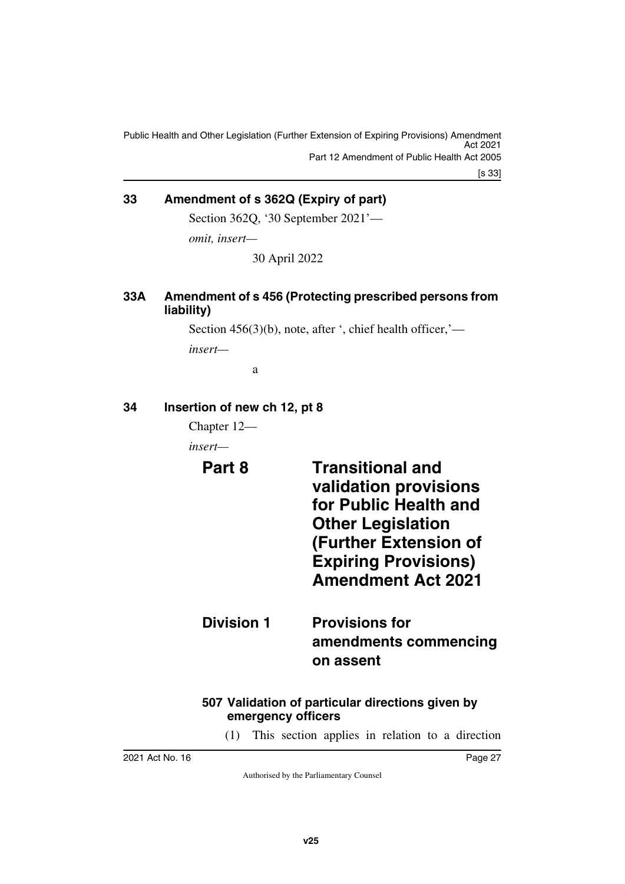## 33 Amendment of s 362Q (Expiry of part)

Section 362Q, '30 September 2021'—

*omit, insert*—

30 April 2022

## 33A Amendment of s 456 (Protecting prescribed persons from liability)

Section 456(3)(b), note, after ', chief health officer,'—

*insert*—

a

## 34 Insertion of new ch 12, pt 8

Chapter 12—

*insert*—

# Part 8 Transitional and validation provisions for Public Health and Other Legislation (Further Extension of Expiring Provisions) Amendment Act 2021

## Division 1 Provisions for amendments commencing on assent

### 507 Validation of particular directions given by emergency officers

(1) This section applies in relation to a direction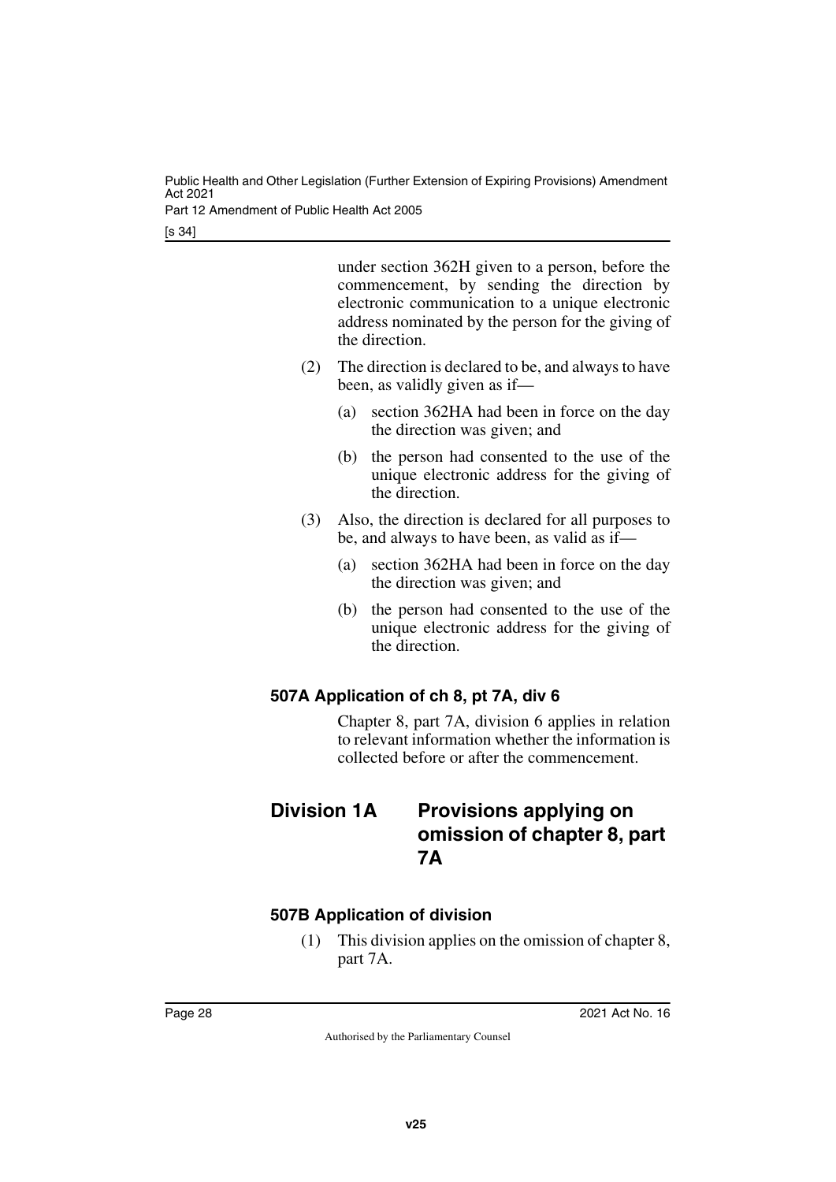under section 362H given to a person, before the commencement, by sending the direction by electronic communication to a unique electronic address nominated by the person for the giving of the direction.

(2) The direction is declared to be, and always to have been, as validly given as if—

(a) section 362HA had been in force on the day the direction was given; and

(b) the person had consented to the use of the unique electronic address for the giving of the direction.

(3) Also, the direction is declared for all purposes to be, and always to have been, as valid as if—

(a) section 362HA had been in force on the day the direction was given; and

(b) the person had consented to the use of the unique electronic address for the giving of the direction.

### 507A Application of ch 8, pt 7A, div 6

Chapter 8, part 7A, division 6 applies in relation to relevant information whether the information is collected before or after the commencement.

## Division 1A Provisions applying on omission of chapter 8, part 7A

### 507B Application of division

(1) This division applies on the omission of chapter 8, part 7A.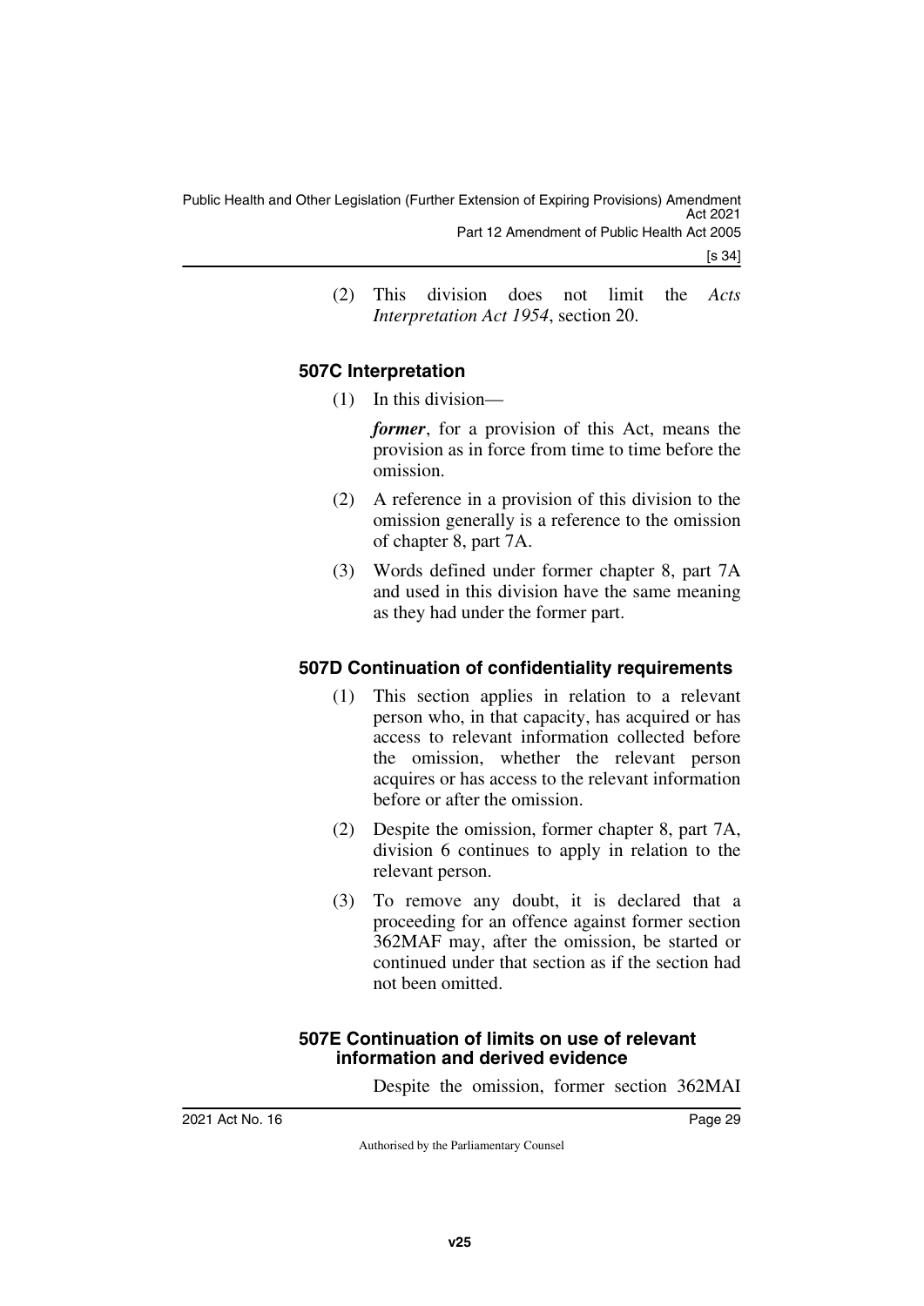(2) This division does not limit the *Acts Interpretation Act 1954*, section 20.

### 507C Interpretation

(1) In this division—

***former***, for a provision of this Act, means the provision as in force from time to time before the omission.

(2) A reference in a provision of this division to the omission generally is a reference to the omission of chapter 8, part 7A.

(3) Words defined under former chapter 8, part 7A and used in this division have the same meaning as they had under the former part.

### 507D Continuation of confidentiality requirements

(1) This section applies in relation to a relevant person who, in that capacity, has acquired or has access to relevant information collected before the omission, whether the relevant person acquires or has access to the relevant information before or after the omission.

(2) Despite the omission, former chapter 8, part 7A, division 6 continues to apply in relation to the relevant person.

(3) To remove any doubt, it is declared that a proceeding for an offence against former section 362MAF may, after the omission, be started or continued under that section as if the section had not been omitted.

### 507E Continuation of limits on use of relevant information and derived evidence

Despite the omission, former section 362MAI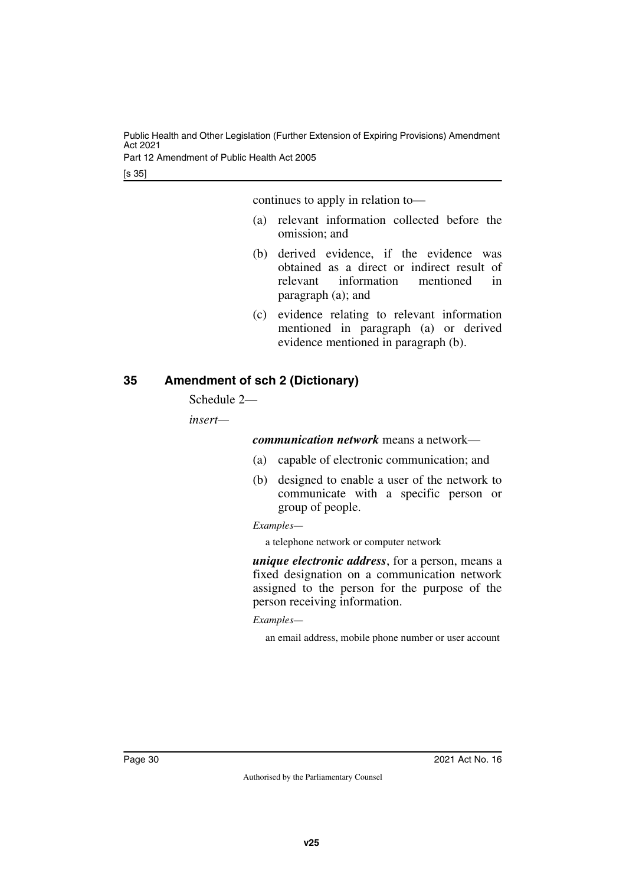continues to apply in relation to—

(a) relevant information collected before the omission; and

(b) derived evidence, if the evidence was obtained as a direct or indirect result of relevant information mentioned in paragraph (a); and

(c) evidence relating to relevant information mentioned in paragraph (a) or derived evidence mentioned in paragraph (b).

## 35 Amendment of sch 2 (Dictionary)

Schedule 2—

*insert*—

***communication network*** means a network—

(a) capable of electronic communication; and

(b) designed to enable a user of the network to communicate with a specific person or group of people.

*Examples*—

a telephone network or computer network

***unique electronic address***, for a person, means a fixed designation on a communication network assigned to the person for the purpose of the person receiving information.

*Examples*—

an email address, mobile phone number or user account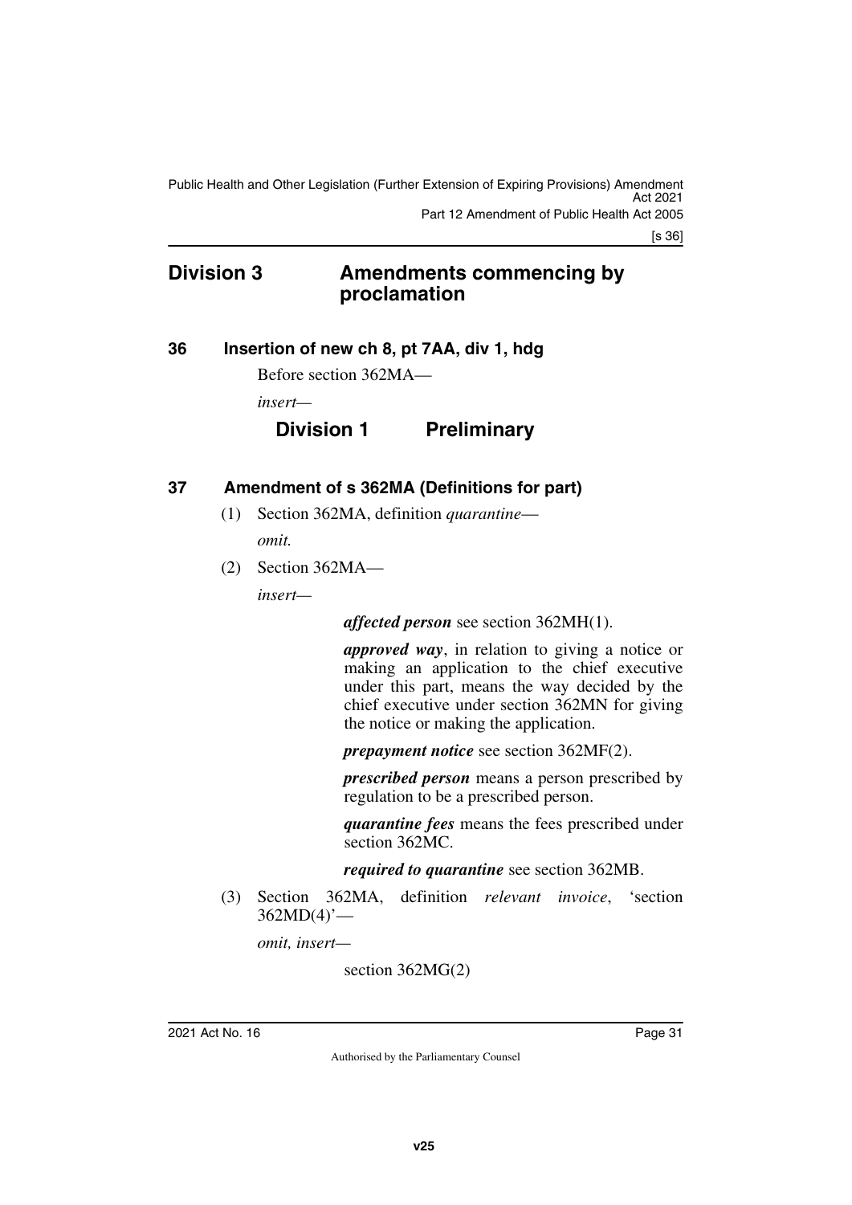## Division 3 Amendments commencing by proclamation

### 36 Insertion of new ch 8, pt 7AA, div 1, hdg

Before section 362MA—

*insert—*

## Division 1 Preliminary

### 37 Amendment of s 362MA (Definitions for part)

(1) Section 362MA, definition *quarantine*—

*omit.*

(2) Section 362MA—

*insert—*

***affected person*** see section 362MH(1).

***approved way***, in relation to giving a notice or making an application to the chief executive under this part, means the way decided by the chief executive under section 362MN for giving the notice or making the application.

***prepayment notice*** see section 362MF(2).

***prescribed person*** means a person prescribed by regulation to be a prescribed person.

***quarantine fees*** means the fees prescribed under section 362MC.

***required to quarantine*** see section 362MB.

(3) Section 362MA, definition *relevant invoice*, 'section 362MD(4)'—

*omit, insert—*

section 362MG(2)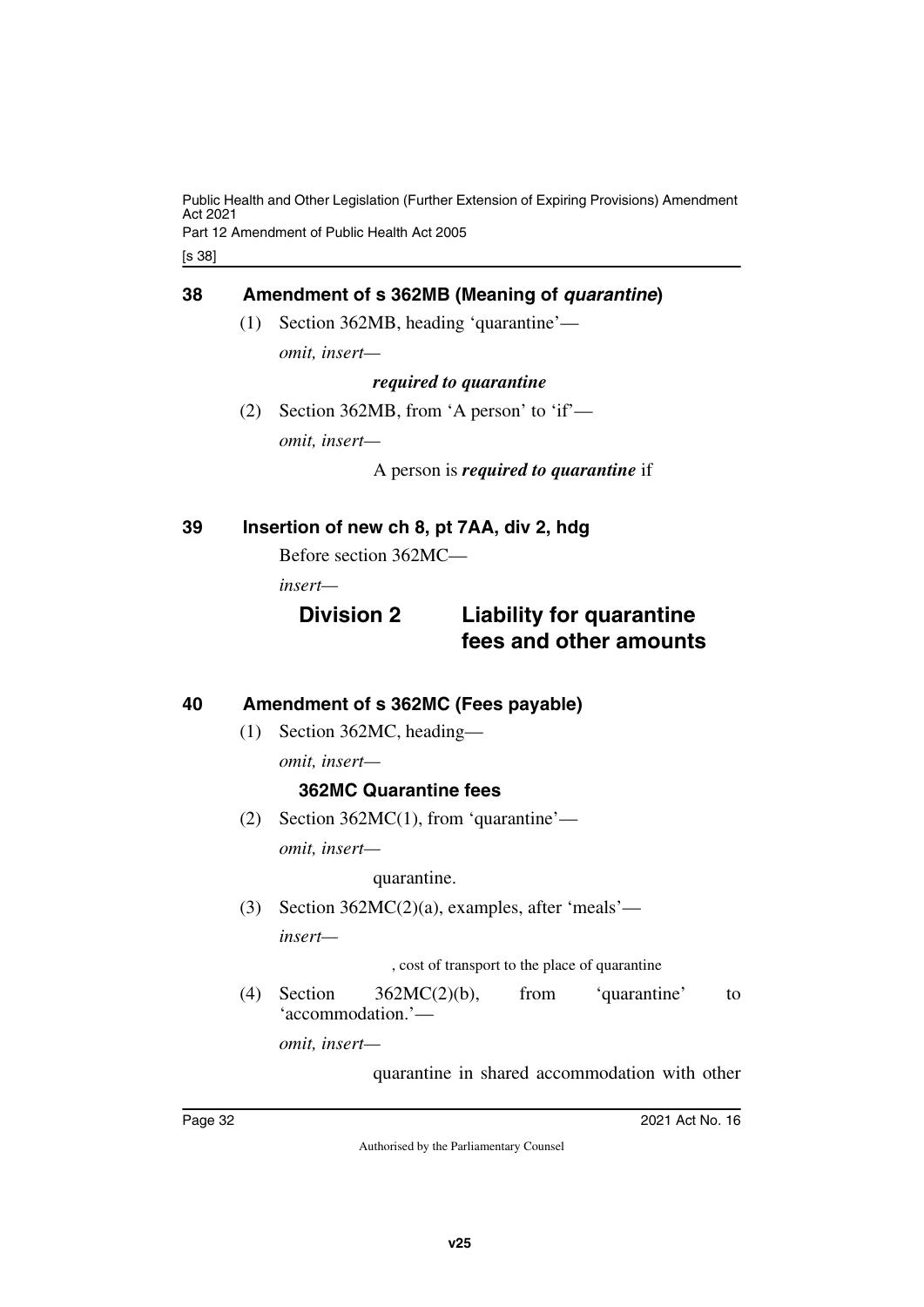## 38 Amendment of s 362MB (Meaning of *quarantine*)

(1) Section 362MB, heading 'quarantine'—

*omit, insert—*

***required to quarantine***

(2) Section 362MB, from 'A person' to 'if'—

*omit, insert—*

A person is ***required to quarantine*** if

## 39 Insertion of new ch 8, pt 7AA, div 2, hdg

Before section 362MC—

*insert—*

### Division 2 Liability for quarantine fees and other amounts

## 40 Amendment of s 362MC (Fees payable)

(1) Section 362MC, heading—

*omit, insert—*

**362MC Quarantine fees**

(2) Section 362MC(1), from 'quarantine'—

*omit, insert—*

quarantine.

(3) Section 362MC(2)(a), examples, after 'meals'—

*insert—*

, cost of transport to the place of quarantine

(4) Section 362MC(2)(b), from 'quarantine' to 'accommodation.'—

*omit, insert—*

quarantine in shared accommodation with other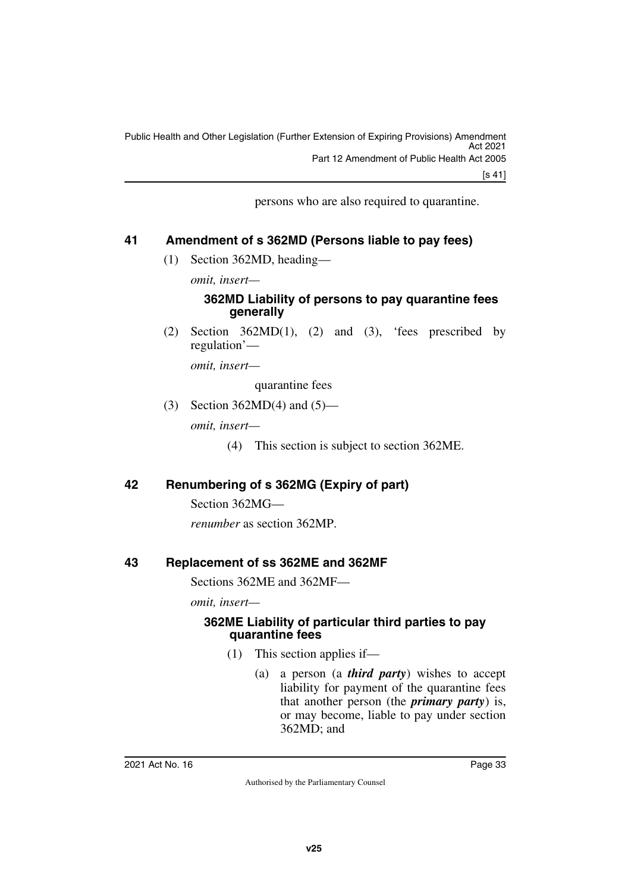persons who are also required to quarantine.

## 41 Amendment of s 362MD (Persons liable to pay fees)

(1) Section 362MD, heading—

*omit, insert—*

### 362MD Liability of persons to pay quarantine fees generally

(2) Section 362MD(1), (2) and (3), 'fees prescribed by regulation'—

*omit, insert—*

quarantine fees

(3) Section 362MD(4) and (5)—

*omit, insert—*

(4) This section is subject to section 362ME.

## 42 Renumbering of s 362MG (Expiry of part)

Section 362MG—

*renumber* as section 362MP.

## 43 Replacement of ss 362ME and 362MF

Sections 362ME and 362MF—

*omit, insert—*

### 362ME Liability of particular third parties to pay quarantine fees

(1) This section applies if—

(a) a person (a ***third party***) wishes to accept liability for payment of the quarantine fees that another person (the ***primary party***) is, or may become, liable to pay under section 362MD; and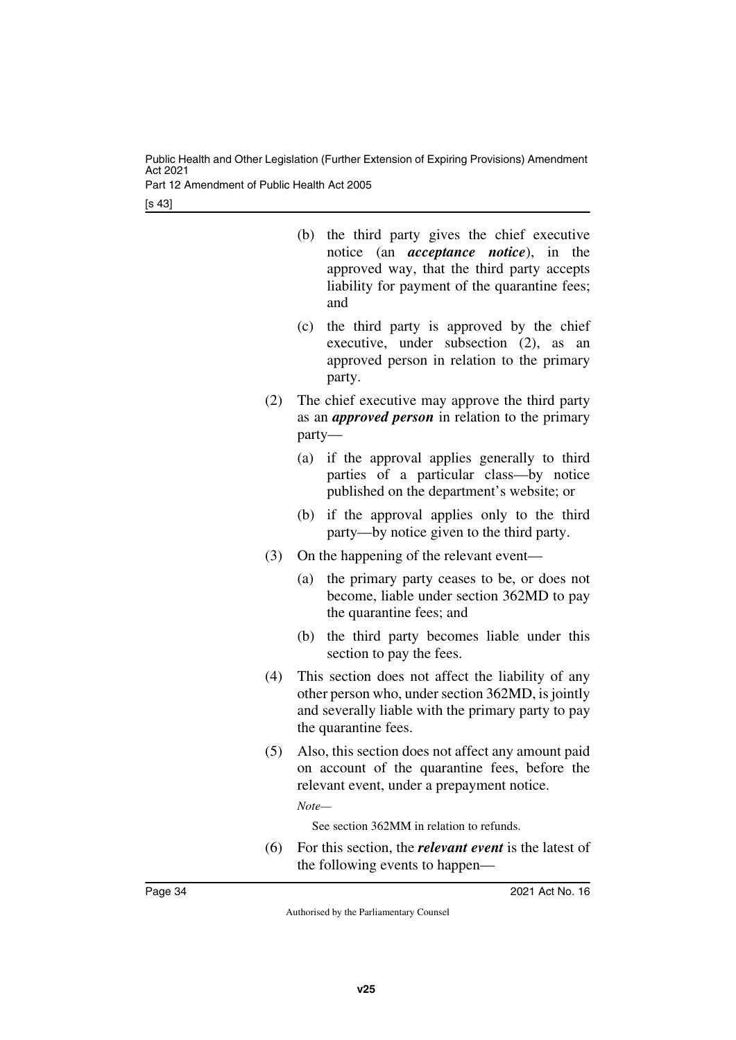(b) the third party gives the chief executive notice (an ***acceptance notice***), in the approved way, that the third party accepts liability for payment of the quarantine fees; and

(c) the third party is approved by the chief executive, under subsection (2), as an approved person in relation to the primary party.

(2) The chief executive may approve the third party as an ***approved person*** in relation to the primary party—

(a) if the approval applies generally to third parties of a particular class—by notice published on the department's website; or

(b) if the approval applies only to the third party—by notice given to the third party.

(3) On the happening of the relevant event—

(a) the primary party ceases to be, or does not become, liable under section 362MD to pay the quarantine fees; and

(b) the third party becomes liable under this section to pay the fees.

(4) This section does not affect the liability of any other person who, under section 362MD, is jointly and severally liable with the primary party to pay the quarantine fees.

(5) Also, this section does not affect any amount paid on account of the quarantine fees, before the relevant event, under a prepayment notice.

*Note—*

See section 362MM in relation to refunds.

(6) For this section, the ***relevant event*** is the latest of the following events to happen—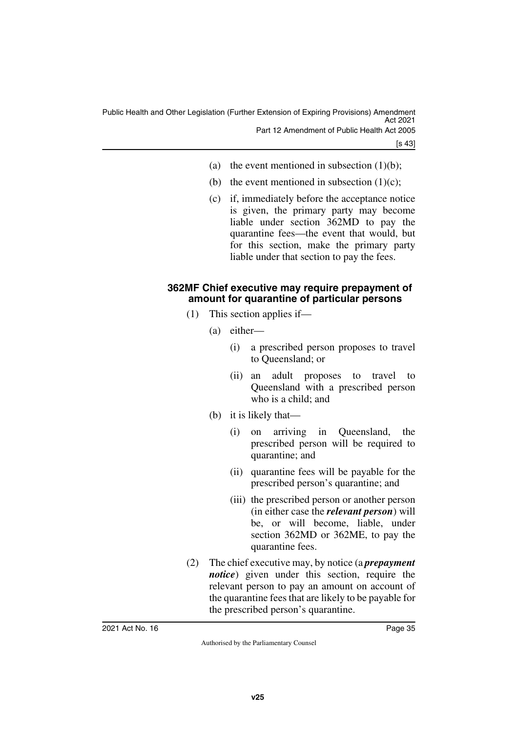(a) the event mentioned in subsection (1)(b);

(b) the event mentioned in subsection (1)(c);

(c) if, immediately before the acceptance notice is given, the primary party may become liable under section 362MD to pay the quarantine fees—the event that would, but for this section, make the primary party liable under that section to pay the fees.

### 362MF Chief executive may require prepayment of amount for quarantine of particular persons

(1) This section applies if—

(a) either—

(i) a prescribed person proposes to travel to Queensland; or

(ii) an adult proposes to travel to Queensland with a prescribed person who is a child; and

(b) it is likely that—

(i) on arriving in Queensland, the prescribed person will be required to quarantine; and

(ii) quarantine fees will be payable for the prescribed person's quarantine; and

(iii) the prescribed person or another person (in either case the ***relevant person***) will be, or will become, liable, under section 362MD or 362ME, to pay the quarantine fees.

(2) The chief executive may, by notice (a ***prepayment notice***) given under this section, require the relevant person to pay an amount on account of the quarantine fees that are likely to be payable for the prescribed person's quarantine.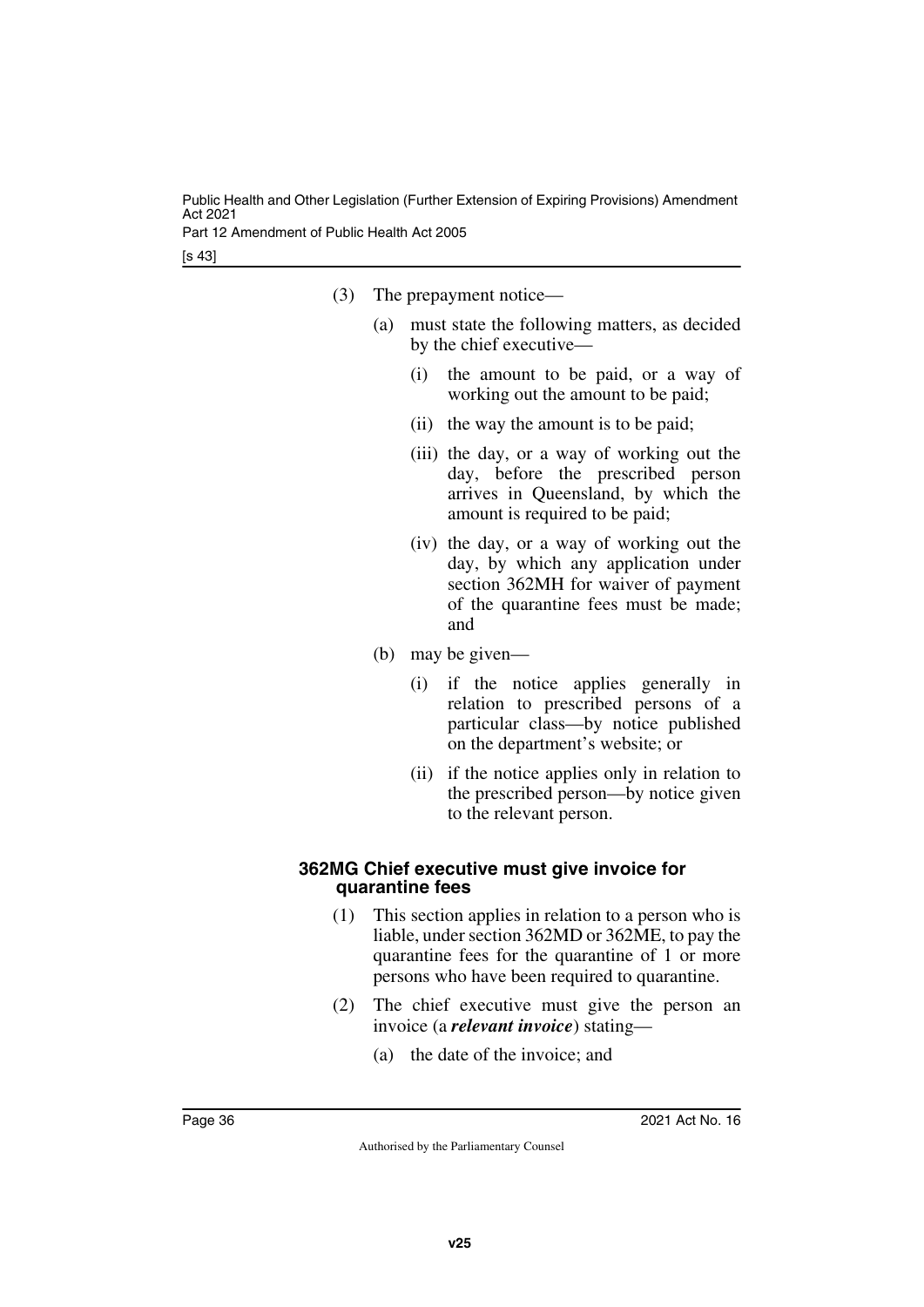(3) The prepayment notice—

(a) must state the following matters, as decided by the chief executive—

(i) the amount to be paid, or a way of working out the amount to be paid;

(ii) the way the amount is to be paid;

(iii) the day, or a way of working out the day, before the prescribed person arrives in Queensland, by which the amount is required to be paid;

(iv) the day, or a way of working out the day, by which any application under section 362MH for waiver of payment of the quarantine fees must be made; and

(b) may be given—

(i) if the notice applies generally in relation to prescribed persons of a particular class—by notice published on the department's website; or

(ii) if the notice applies only in relation to the prescribed person—by notice given to the relevant person.

#### 362MG Chief executive must give invoice for quarantine fees

(1) This section applies in relation to a person who is liable, under section 362MD or 362ME, to pay the quarantine fees for the quarantine of 1 or more persons who have been required to quarantine.

(2) The chief executive must give the person an invoice (a ***relevant invoice***) stating—

(a) the date of the invoice; and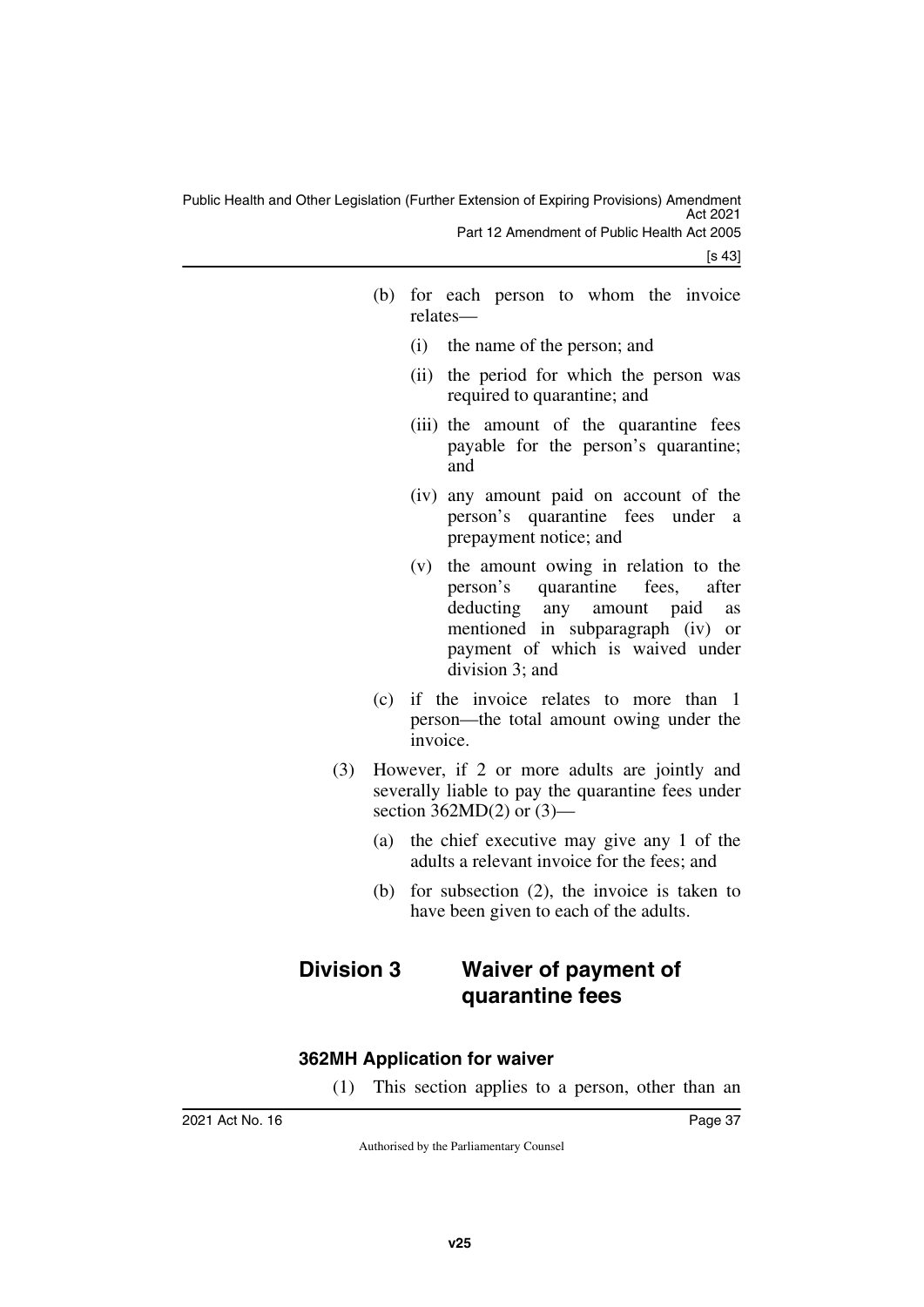(b) for each person to whom the invoice relates—

(i) the name of the person; and

(ii) the period for which the person was required to quarantine; and

(iii) the amount of the quarantine fees payable for the person's quarantine; and

(iv) any amount paid on account of the person's quarantine fees under a prepayment notice; and

(v) the amount owing in relation to the person's quarantine fees, after deducting any amount paid as mentioned in subparagraph (iv) or payment of which is waived under division 3; and

(c) if the invoice relates to more than 1 person—the total amount owing under the invoice.

(3) However, if 2 or more adults are jointly and severally liable to pay the quarantine fees under section 362MD(2) or (3)—

(a) the chief executive may give any 1 of the adults a relevant invoice for the fees; and

(b) for subsection (2), the invoice is taken to have been given to each of the adults.

## Division 3 Waiver of payment of quarantine fees

### 362MH Application for waiver

(1) This section applies to a person, other than an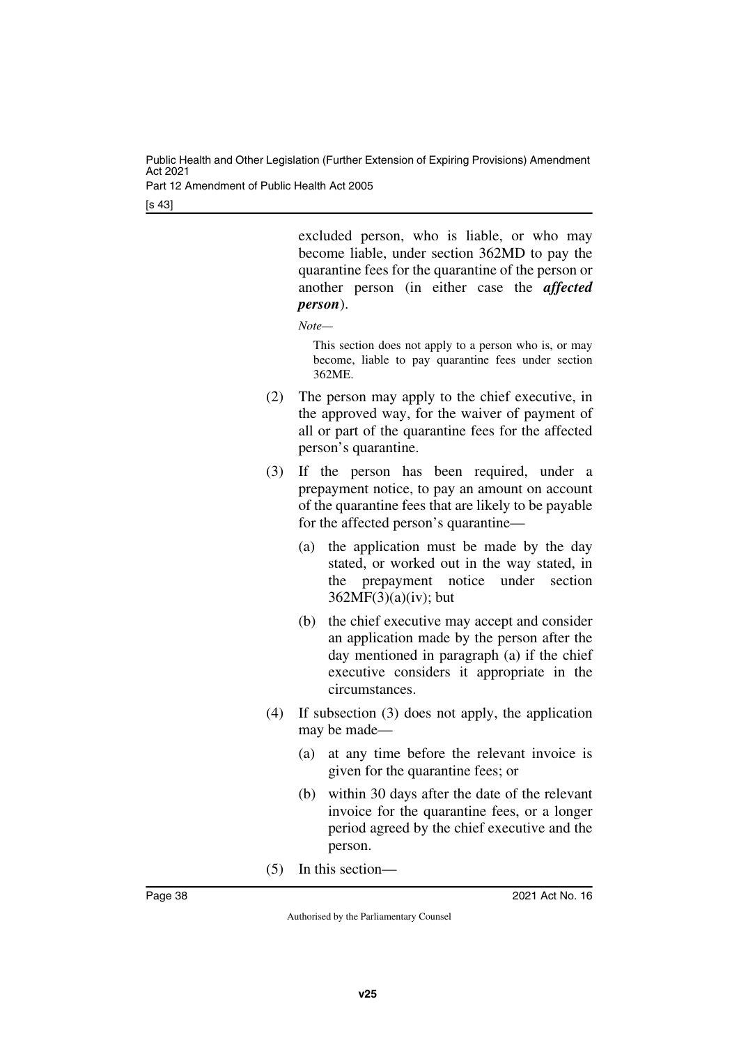excluded person, who is liable, or who may become liable, under section 362MD to pay the quarantine fees for the quarantine of the person or another person (in either case the ***affected person***).

*Note—*

This section does not apply to a person who is, or may become, liable to pay quarantine fees under section 362ME.

(2) The person may apply to the chief executive, in the approved way, for the waiver of payment of all or part of the quarantine fees for the affected person's quarantine.

(3) If the person has been required, under a prepayment notice, to pay an amount on account of the quarantine fees that are likely to be payable for the affected person's quarantine—

(a) the application must be made by the day stated, or worked out in the way stated, in the prepayment notice under section 362MF(3)(a)(iv); but

(b) the chief executive may accept and consider an application made by the person after the day mentioned in paragraph (a) if the chief executive considers it appropriate in the circumstances.

(4) If subsection (3) does not apply, the application may be made—

(a) at any time before the relevant invoice is given for the quarantine fees; or

(b) within 30 days after the date of the relevant invoice for the quarantine fees, or a longer period agreed by the chief executive and the person.

(5) In this section—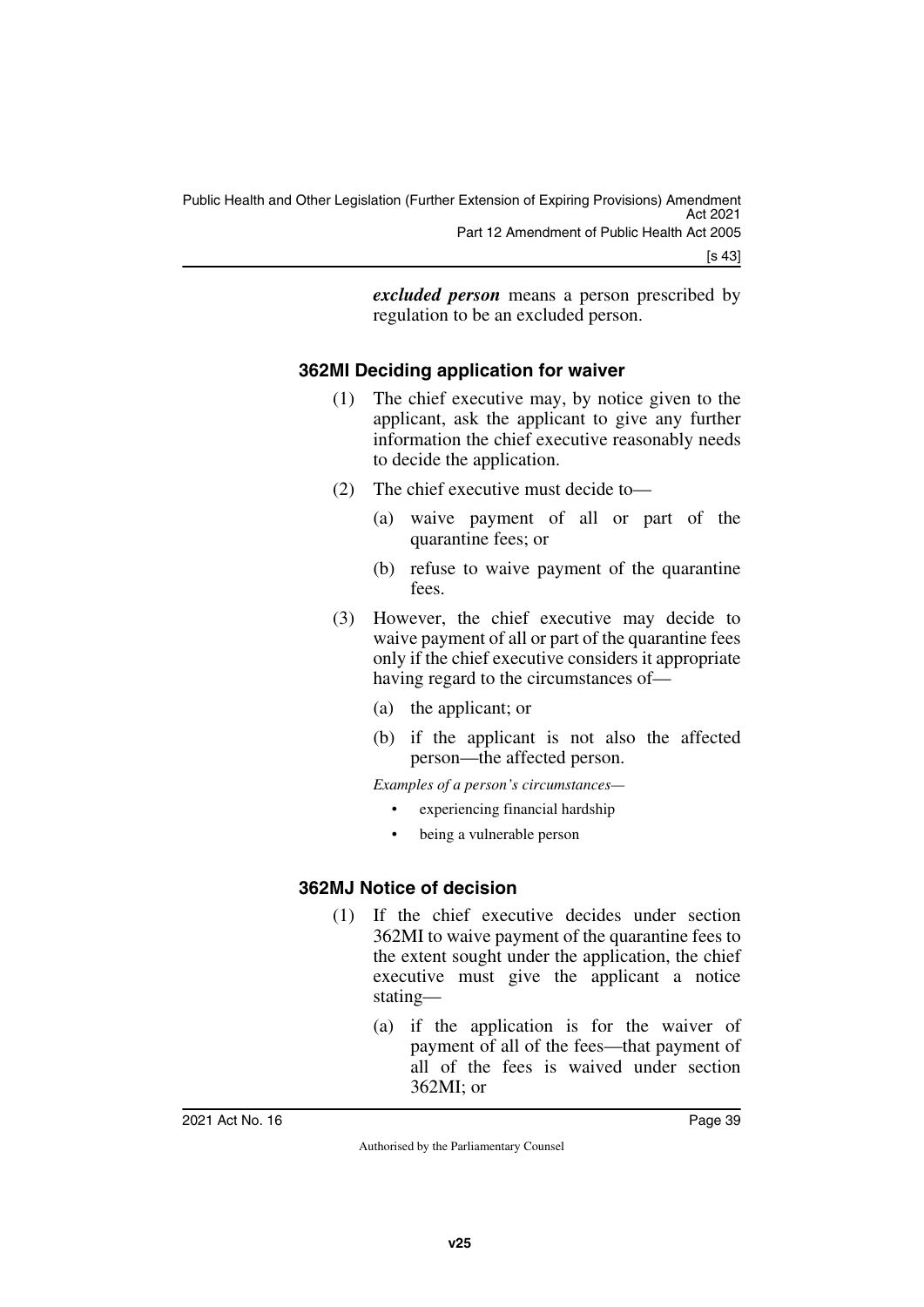***excluded person*** means a person prescribed by regulation to be an excluded person.

### 362MI Deciding application for waiver

(1) The chief executive may, by notice given to the applicant, ask the applicant to give any further information the chief executive reasonably needs to decide the application.

(2) The chief executive must decide to—

(a) waive payment of all or part of the quarantine fees; or

(b) refuse to waive payment of the quarantine fees.

(3) However, the chief executive may decide to waive payment of all or part of the quarantine fees only if the chief executive considers it appropriate having regard to the circumstances of—

(a) the applicant; or

(b) if the applicant is not also the affected person—the affected person.

*Examples of a person's circumstances—*

- experiencing financial hardship
- being a vulnerable person

### 362MJ Notice of decision

(1) If the chief executive decides under section 362MI to waive payment of the quarantine fees to the extent sought under the application, the chief executive must give the applicant a notice stating—

(a) if the application is for the waiver of payment of all of the fees—that payment of all of the fees is waived under section 362MI; or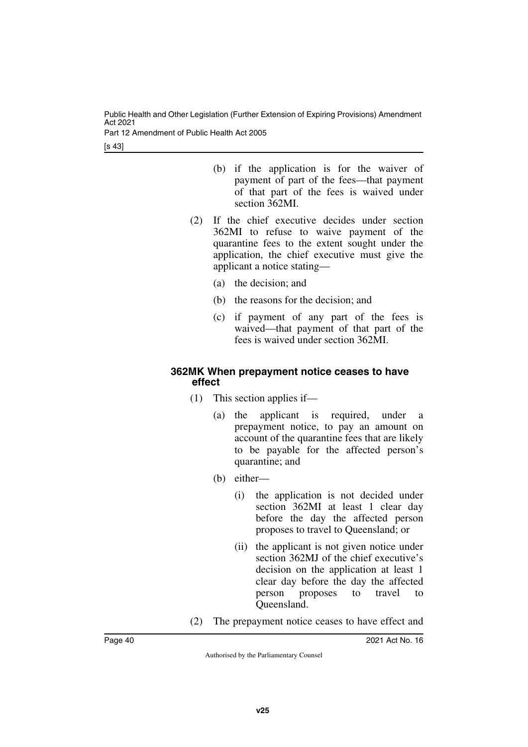(b) if the application is for the waiver of payment of part of the fees—that payment of that part of the fees is waived under section 362MI.

(2) If the chief executive decides under section 362MI to refuse to waive payment of the quarantine fees to the extent sought under the application, the chief executive must give the applicant a notice stating—

(a) the decision; and

(b) the reasons for the decision; and

(c) if payment of any part of the fees is waived—that payment of that part of the fees is waived under section 362MI.

#### 362MK When prepayment notice ceases to have effect

(1) This section applies if—

(a) the applicant is required, under a prepayment notice, to pay an amount on account of the quarantine fees that are likely to be payable for the affected person's quarantine; and

(b) either—

(i) the application is not decided under section 362MI at least 1 clear day before the day the affected person proposes to travel to Queensland; or

(ii) the applicant is not given notice under section 362MJ of the chief executive's decision on the application at least 1 clear day before the day the affected person proposes to travel to Queensland.

(2) The prepayment notice ceases to have effect and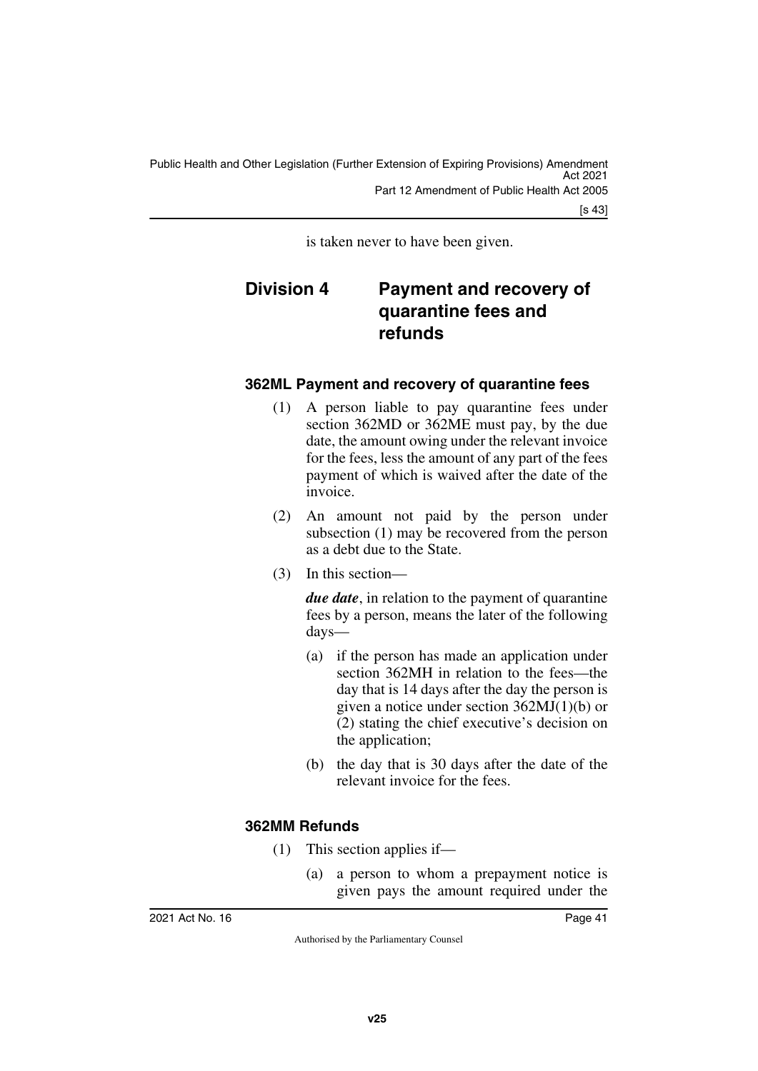is taken never to have been given.

## Division 4 Payment and recovery of quarantine fees and refunds

### 362ML Payment and recovery of quarantine fees

(1) A person liable to pay quarantine fees under section 362MD or 362ME must pay, by the due date, the amount owing under the relevant invoice for the fees, less the amount of any part of the fees payment of which is waived after the date of the invoice.

(2) An amount not paid by the person under subsection (1) may be recovered from the person as a debt due to the State.

(3) In this section—

***due date***, in relation to the payment of quarantine fees by a person, means the later of the following days—

(a) if the person has made an application under section 362MH in relation to the fees—the day that is 14 days after the day the person is given a notice under section 362MJ(1)(b) or (2) stating the chief executive's decision on the application;

(b) the day that is 30 days after the date of the relevant invoice for the fees.

### 362MM Refunds

(1) This section applies if—

(a) a person to whom a prepayment notice is given pays the amount required under the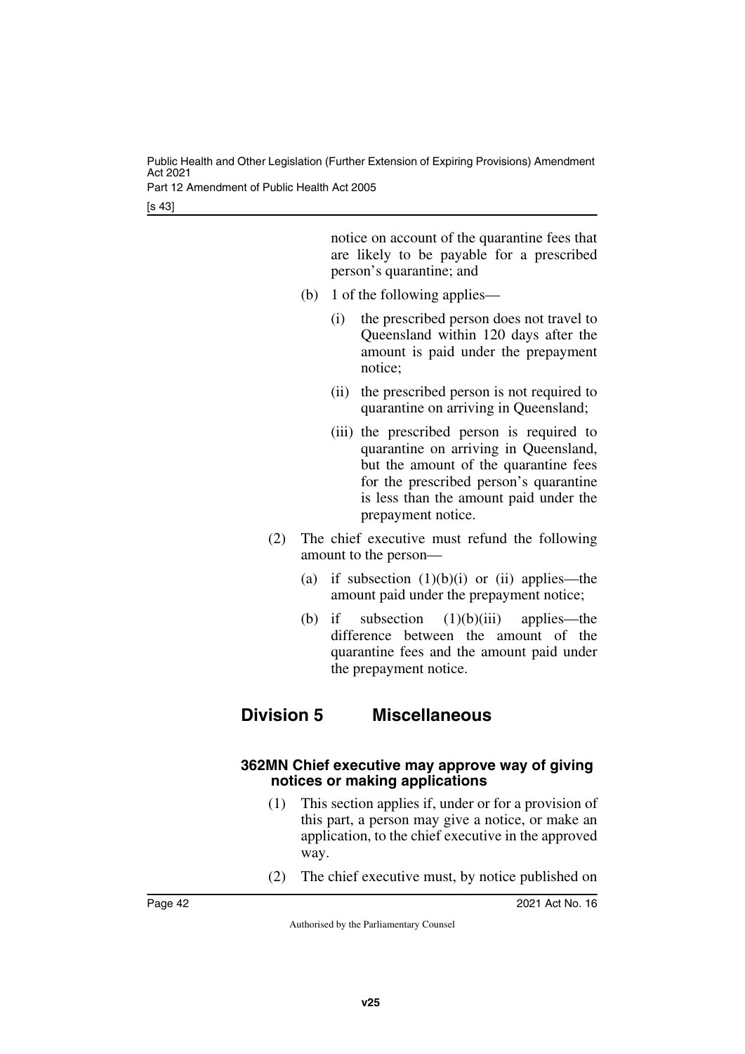notice on account of the quarantine fees that are likely to be payable for a prescribed person's quarantine; and

(b) 1 of the following applies—

(i) the prescribed person does not travel to Queensland within 120 days after the amount is paid under the prepayment notice;

(ii) the prescribed person is not required to quarantine on arriving in Queensland;

(iii) the prescribed person is required to quarantine on arriving in Queensland, but the amount of the quarantine fees for the prescribed person's quarantine is less than the amount paid under the prepayment notice.

(2) The chief executive must refund the following amount to the person—

(a) if subsection (1)(b)(i) or (ii) applies—the amount paid under the prepayment notice;

(b) if subsection (1)(b)(iii) applies—the difference between the amount of the quarantine fees and the amount paid under the prepayment notice.

## Division 5 Miscellaneous

### 362MN Chief executive may approve way of giving notices or making applications

(1) This section applies if, under or for a provision of this part, a person may give a notice, or make an application, to the chief executive in the approved way.

(2) The chief executive must, by notice published on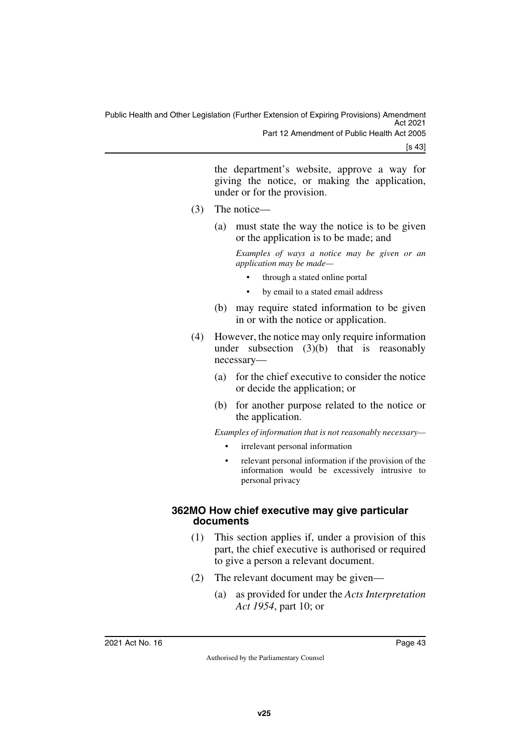the department's website, approve a way for giving the notice, or making the application, under or for the provision.

(3) The notice—

(a) must state the way the notice is to be given or the application is to be made; and

*Examples of ways a notice may be given or an application may be made—*

- through a stated online portal
- by email to a stated email address

(b) may require stated information to be given in or with the notice or application.

(4) However, the notice may only require information under subsection (3)(b) that is reasonably necessary—

(a) for the chief executive to consider the notice or decide the application; or

(b) for another purpose related to the notice or the application.

*Examples of information that is not reasonably necessary—*

- irrelevant personal information
- relevant personal information if the provision of the information would be excessively intrusive to personal privacy

### 362MO How chief executive may give particular documents

(1) This section applies if, under a provision of this part, the chief executive is authorised or required to give a person a relevant document.

(2) The relevant document may be given—

(a) as provided for under the *Acts Interpretation Act 1954*, part 10; or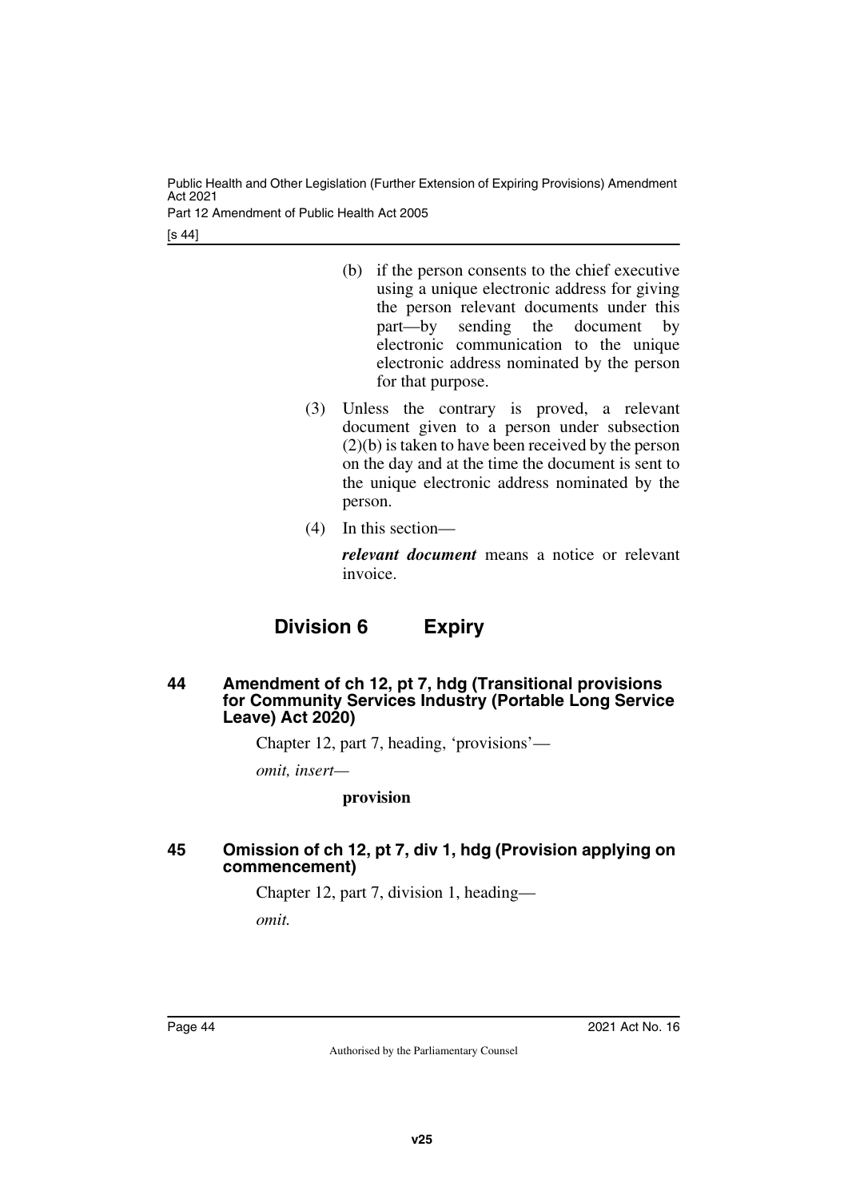(b) if the person consents to the chief executive using a unique electronic address for giving the person relevant documents under this part—by sending the document by electronic communication to the unique electronic address nominated by the person for that purpose.

(3) Unless the contrary is proved, a relevant document given to a person under subsection (2)(b) is taken to have been received by the person on the day and at the time the document is sent to the unique electronic address nominated by the person.

(4) In this section—

***relevant document*** means a notice or relevant invoice.

## Division 6 Expiry

### 44 Amendment of ch 12, pt 7, hdg (Transitional provisions for Community Services Industry (Portable Long Service Leave) Act 2020)

Chapter 12, part 7, heading, 'provisions'—

*omit, insert—*

**provision**

### 45 Omission of ch 12, pt 7, div 1, hdg (Provision applying on commencement)

Chapter 12, part 7, division 1, heading—

*omit.*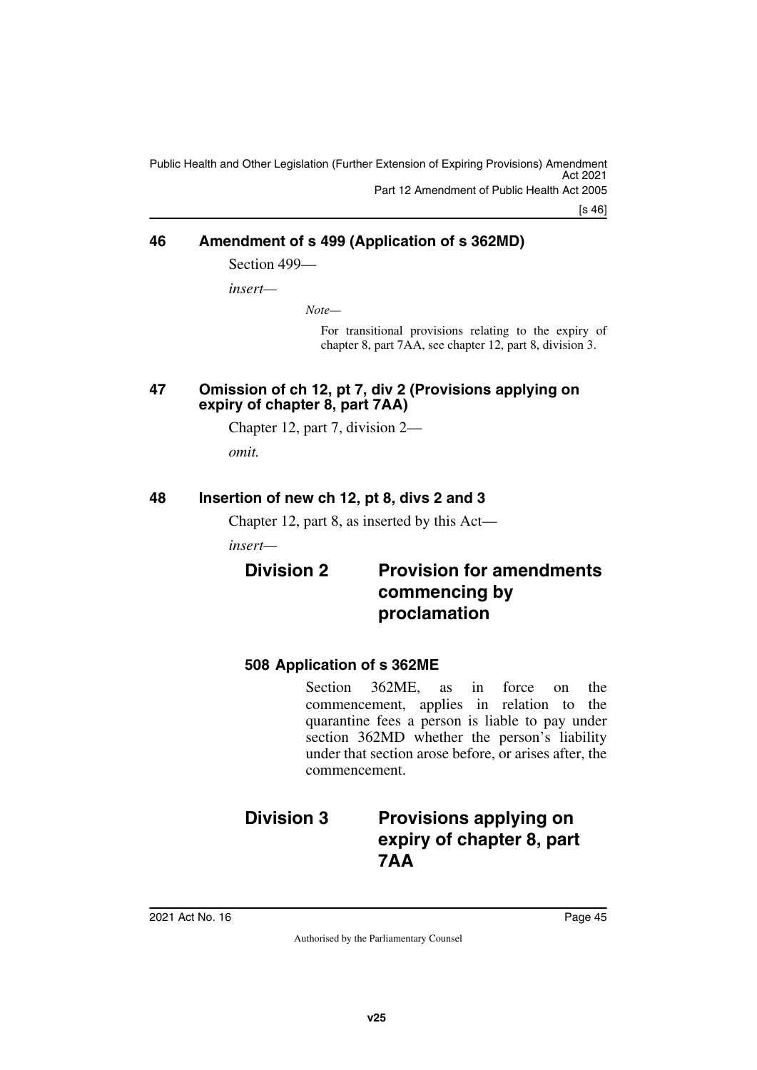## 46 Amendment of s 499 (Application of s 362MD)

Section 499—

*insert*—

*Note*—

For transitional provisions relating to the expiry of chapter 8, part 7AA, see chapter 12, part 8, division 3.

## 47 Omission of ch 12, pt 7, div 2 (Provisions applying on expiry of chapter 8, part 7AA)

Chapter 12, part 7, division 2—

*omit.*

## 48 Insertion of new ch 12, pt 8, divs 2 and 3

Chapter 12, part 8, as inserted by this Act—

*insert*—

### Division 2 Provision for amendments commencing by proclamation

#### 508 Application of s 362ME

Section 362ME, as in force on the commencement, applies in relation to the quarantine fees a person is liable to pay under section 362MD whether the person's liability under that section arose before, or arises after, the commencement.

### Division 3 Provisions applying on expiry of chapter 8, part 7AA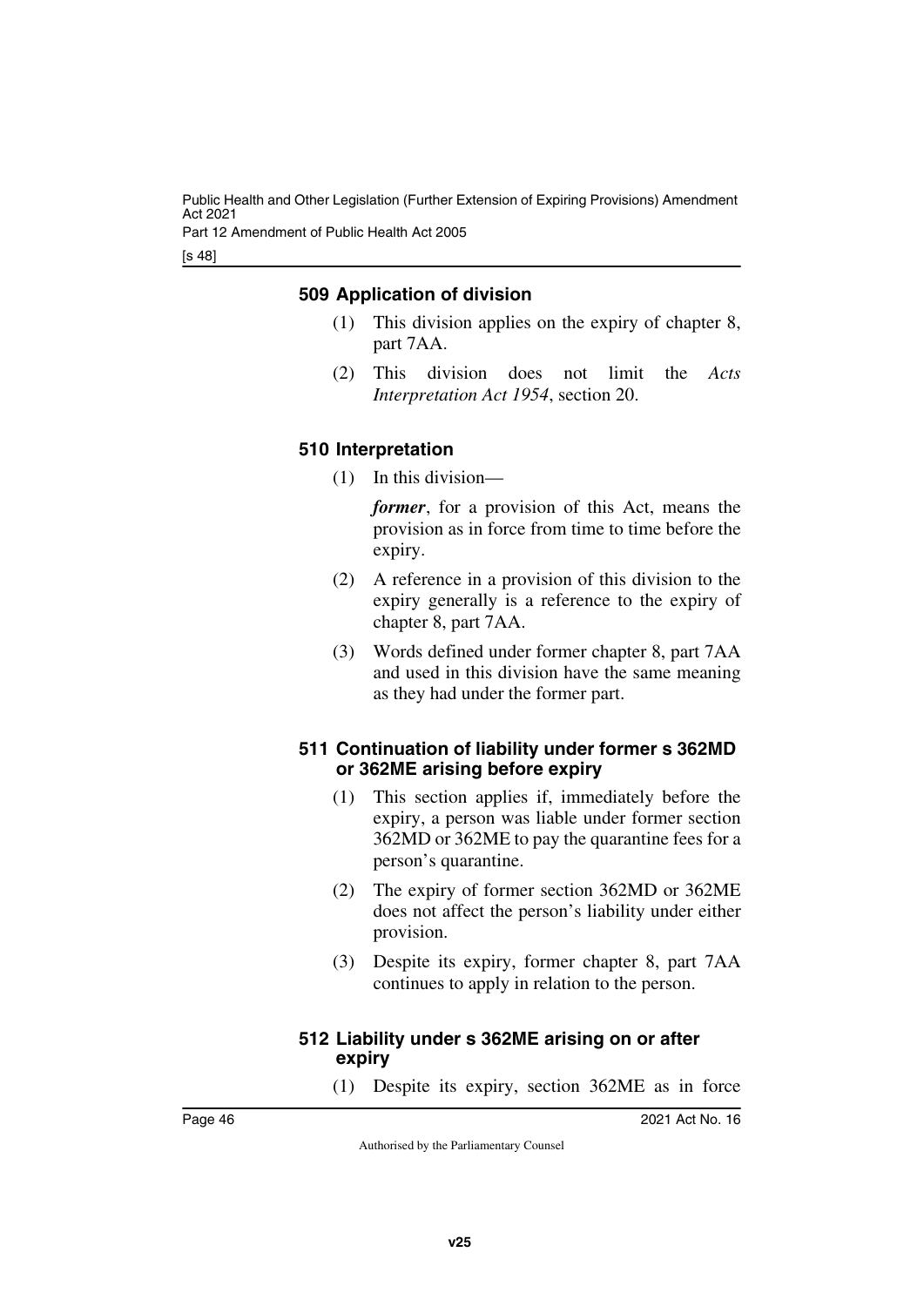#### 509 Application of division

(1) This division applies on the expiry of chapter 8, part 7AA.

(2) This division does not limit the *Acts Interpretation Act 1954*, section 20.

#### 510 Interpretation

(1) In this division—

***former***, for a provision of this Act, means the provision as in force from time to time before the expiry.

(2) A reference in a provision of this division to the expiry generally is a reference to the expiry of chapter 8, part 7AA.

(3) Words defined under former chapter 8, part 7AA and used in this division have the same meaning as they had under the former part.

#### 511 Continuation of liability under former s 362MD or 362ME arising before expiry

(1) This section applies if, immediately before the expiry, a person was liable under former section 362MD or 362ME to pay the quarantine fees for a person's quarantine.

(2) The expiry of former section 362MD or 362ME does not affect the person's liability under either provision.

(3) Despite its expiry, former chapter 8, part 7AA continues to apply in relation to the person.

#### 512 Liability under s 362ME arising on or after expiry

(1) Despite its expiry, section 362ME as in force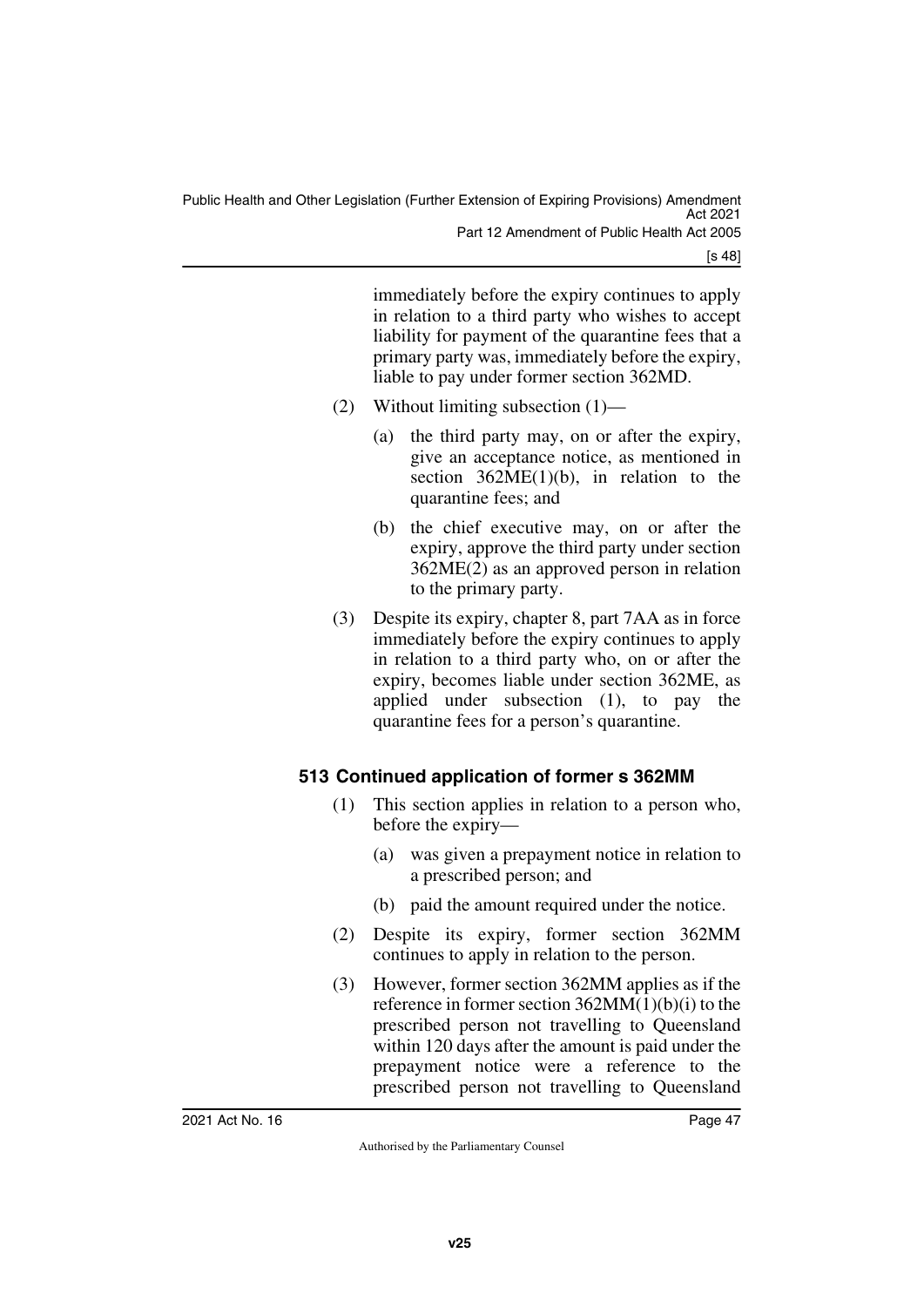immediately before the expiry continues to apply in relation to a third party who wishes to accept liability for payment of the quarantine fees that a primary party was, immediately before the expiry, liable to pay under former section 362MD.

(2) Without limiting subsection (1)—

(a) the third party may, on or after the expiry, give an acceptance notice, as mentioned in section 362ME(1)(b), in relation to the quarantine fees; and

(b) the chief executive may, on or after the expiry, approve the third party under section 362ME(2) as an approved person in relation to the primary party.

(3) Despite its expiry, chapter 8, part 7AA as in force immediately before the expiry continues to apply in relation to a third party who, on or after the expiry, becomes liable under section 362ME, as applied under subsection (1), to pay the quarantine fees for a person's quarantine.

### 513 Continued application of former s 362MM

(1) This section applies in relation to a person who, before the expiry—

(a) was given a prepayment notice in relation to a prescribed person; and

(b) paid the amount required under the notice.

(2) Despite its expiry, former section 362MM continues to apply in relation to the person.

(3) However, former section 362MM applies as if the reference in former section 362MM(1)(b)(i) to the prescribed person not travelling to Queensland within 120 days after the amount is paid under the prepayment notice were a reference to the prescribed person not travelling to Queensland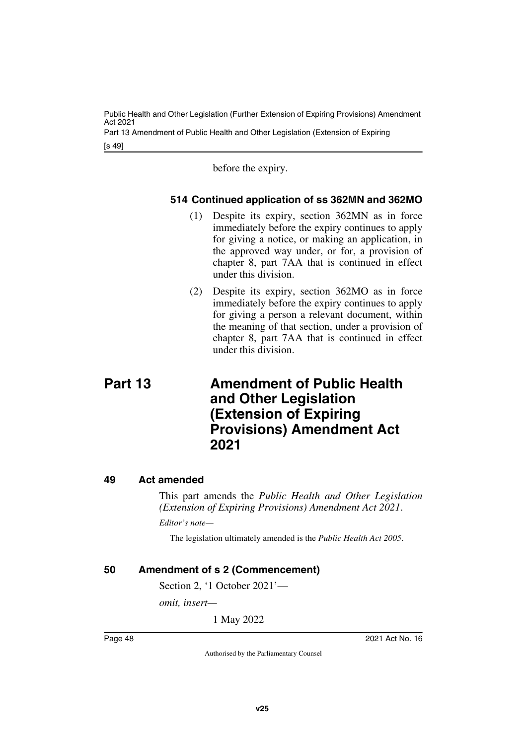before the expiry.

**514 Continued application of ss 362MN and 362MO**

(1) Despite its expiry, section 362MN as in force immediately before the expiry continues to apply for giving a notice, or making an application, in the approved way under, or for, a provision of chapter 8, part 7AA that is continued in effect under this division.

(2) Despite its expiry, section 362MO as in force immediately before the expiry continues to apply for giving a person a relevant document, within the meaning of that section, under a provision of chapter 8, part 7AA that is continued in effect under this division.

# Part 13 Amendment of Public Health and Other Legislation (Extension of Expiring Provisions) Amendment Act 2021

## 49 Act amended

This part amends the *Public Health and Other Legislation (Extension of Expiring Provisions) Amendment Act 2021*.

*Editor's note—*

The legislation ultimately amended is the *Public Health Act 2005*.

## 50 Amendment of s 2 (Commencement)

Section 2, '1 October 2021'—

*omit, insert—*

1 May 2022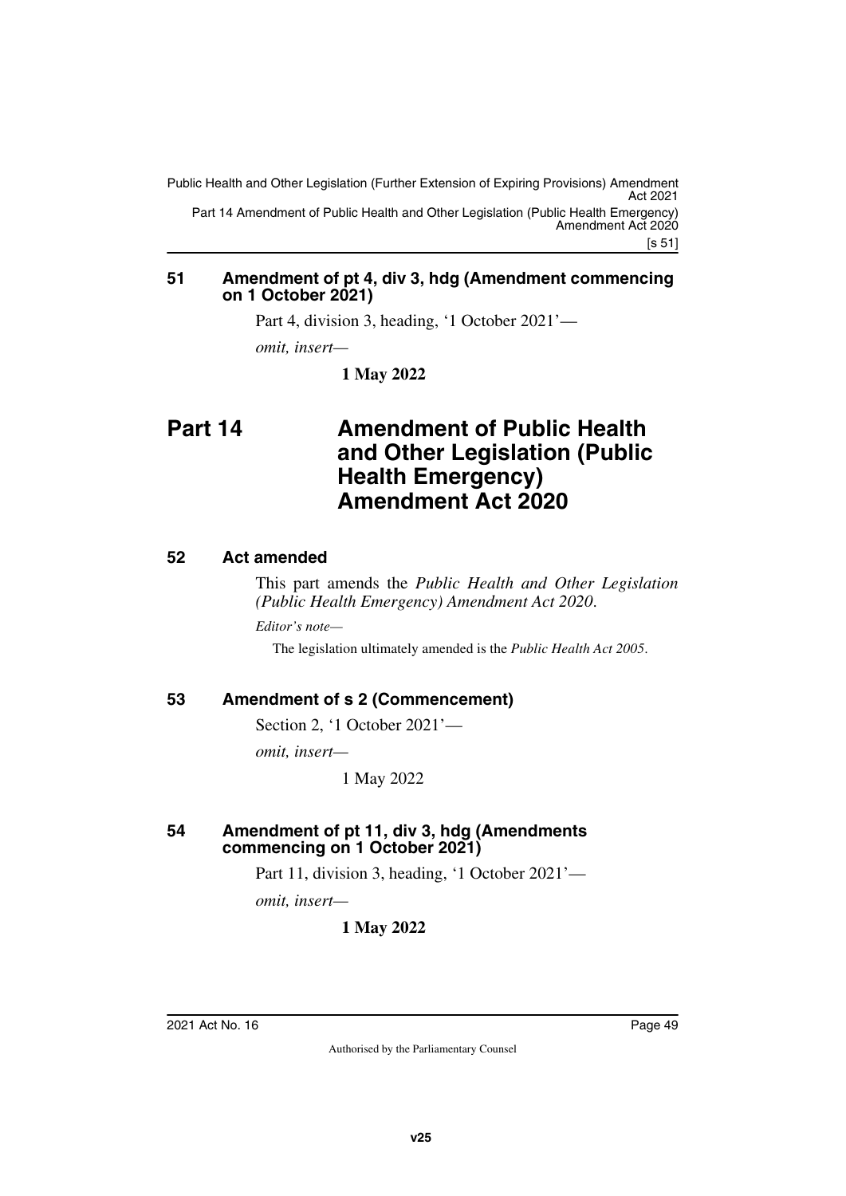**51 Amendment of pt 4, div 3, hdg (Amendment commencing on 1 October 2021)**

Part 4, division 3, heading, '1 October 2021'—

*omit, insert—*

**1 May 2022**

# Part 14 Amendment of Public Health and Other Legislation (Public Health Emergency) Amendment Act 2020

**52 Act amended**

This part amends the *Public Health and Other Legislation (Public Health Emergency) Amendment Act 2020*.

*Editor's note—*

The legislation ultimately amended is the *Public Health Act 2005*.

**53 Amendment of s 2 (Commencement)**

Section 2, '1 October 2021'—

*omit, insert—*

1 May 2022

**54 Amendment of pt 11, div 3, hdg (Amendments commencing on 1 October 2021)**

Part 11, division 3, heading, '1 October 2021'—

*omit, insert—*

**1 May 2022**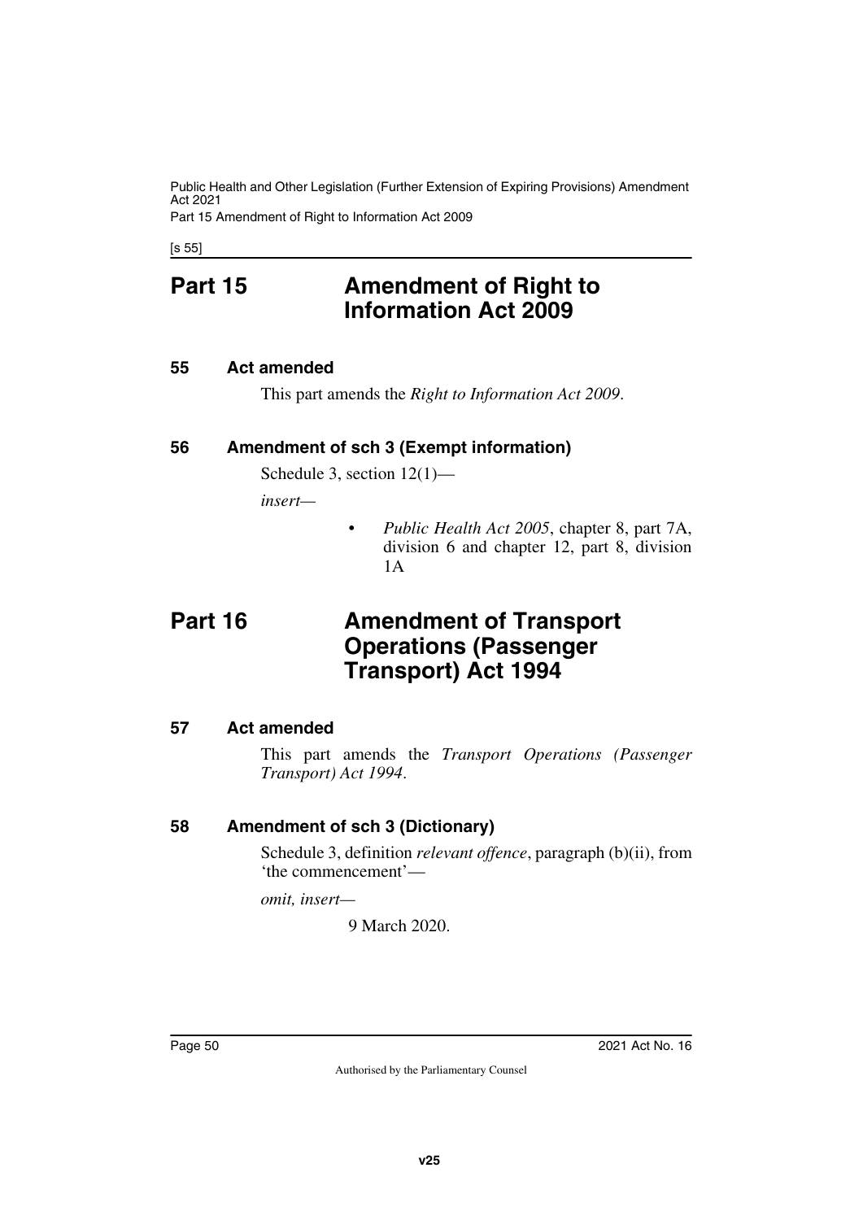## Part 15 Amendment of Right to Information Act 2009

### 55 Act amended

This part amends the *Right to Information Act 2009*.

### 56 Amendment of sch 3 (Exempt information)

Schedule 3, section 12(1)—

*insert*—

- *Public Health Act 2005*, chapter 8, part 7A, division 6 and chapter 12, part 8, division 1A

## Part 16 Amendment of Transport Operations (Passenger Transport) Act 1994

### 57 Act amended

This part amends the *Transport Operations (Passenger Transport) Act 1994*.

### 58 Amendment of sch 3 (Dictionary)

Schedule 3, definition *relevant offence*, paragraph (b)(ii), from 'the commencement'—

*omit, insert*—

9 March 2020.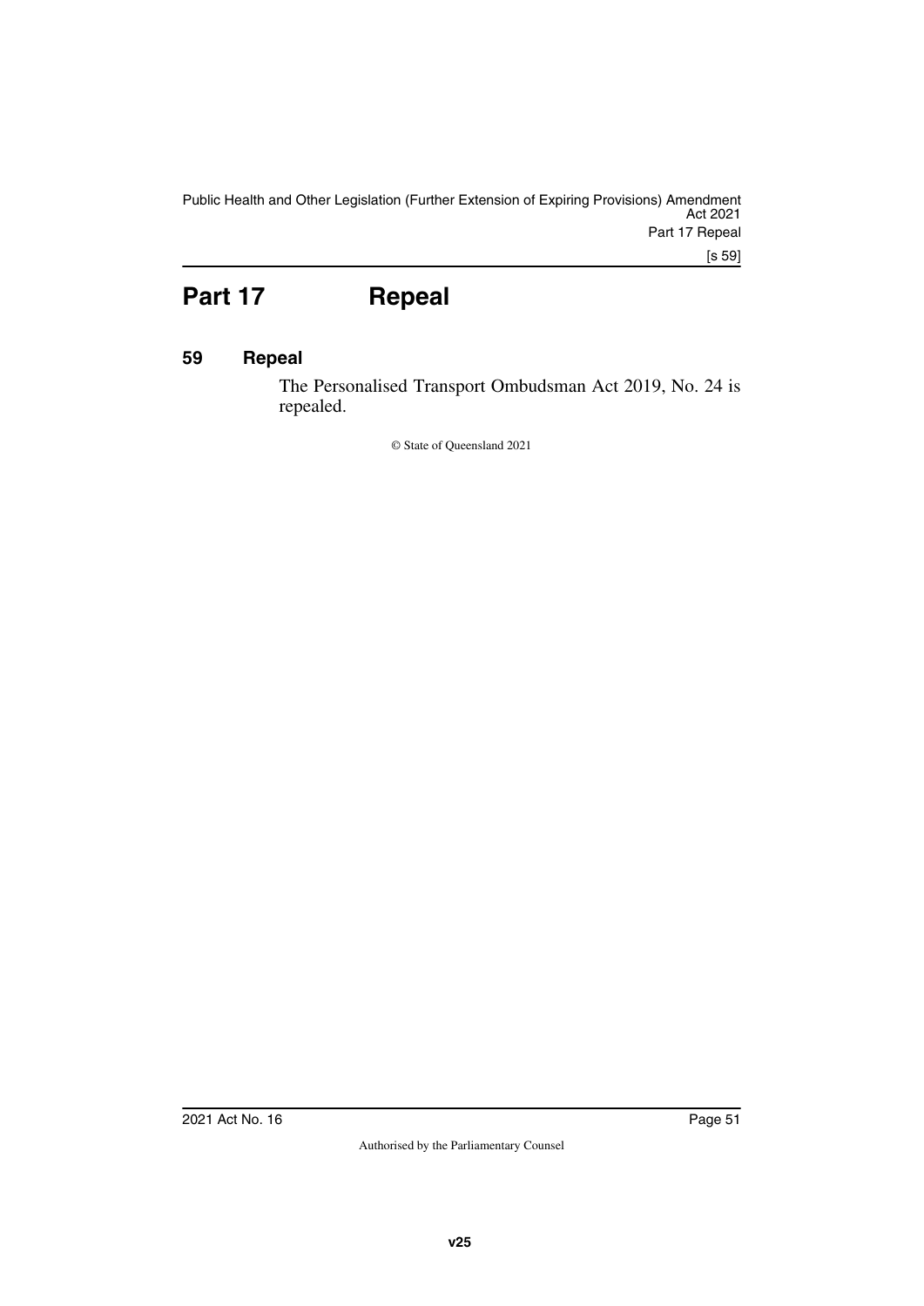# Part 17 Repeal

## 59 Repeal

The Personalised Transport Ombudsman Act 2019, No. 24 is repealed.

© State of Queensland 2021